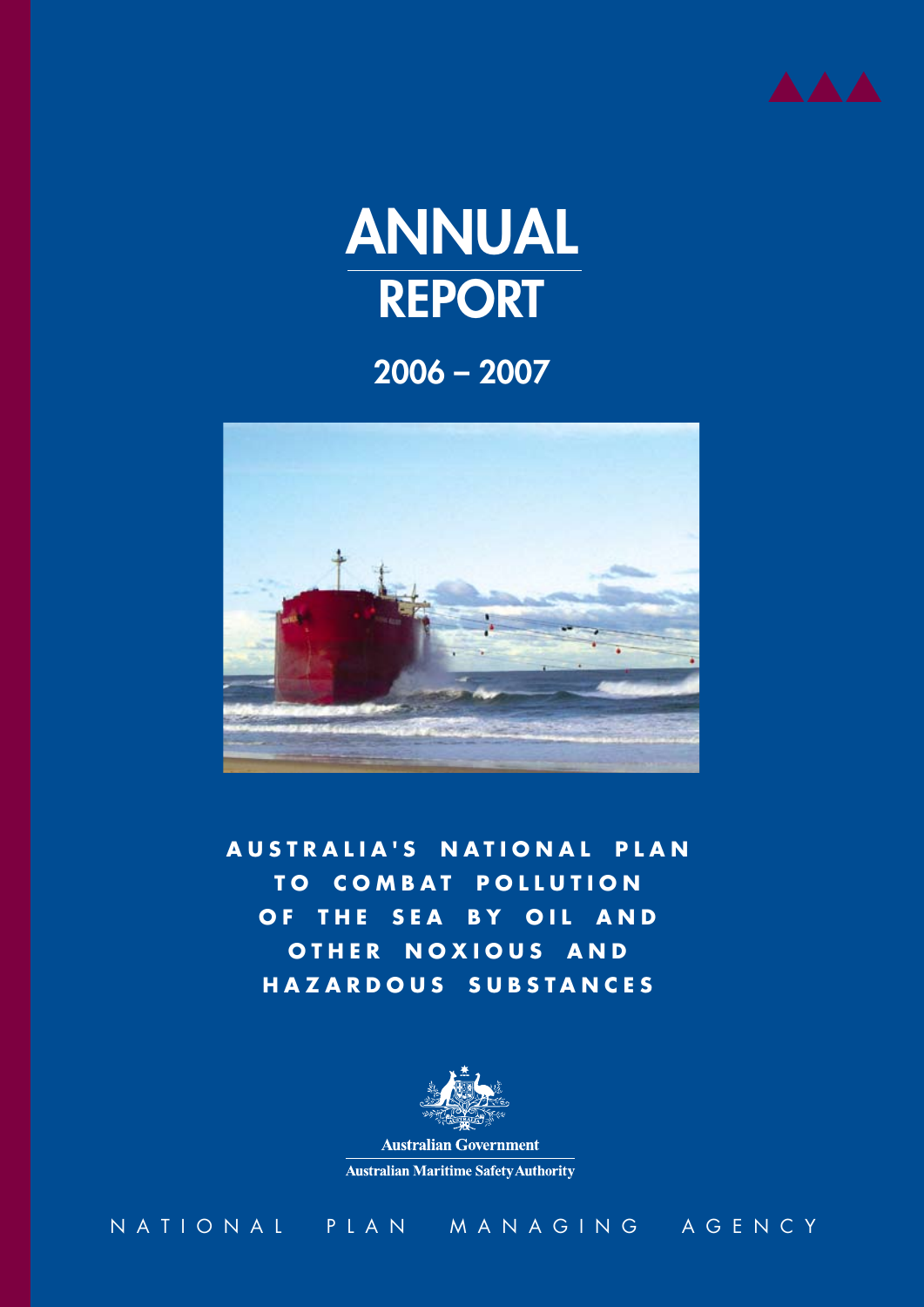# ANNUAL REPORT

## 2006 – 2007

**AUSTRALIA'S NATIONAL PLAN TO COMBAT POLLUTION OF THE SEA BY OIL AND OTHER NOXIOUS AND HAZARDOUS SUBSTANCES**

Australian Government

Australian Maritime Safety Authority

NATIONAL PLAN MANAGING AGENCY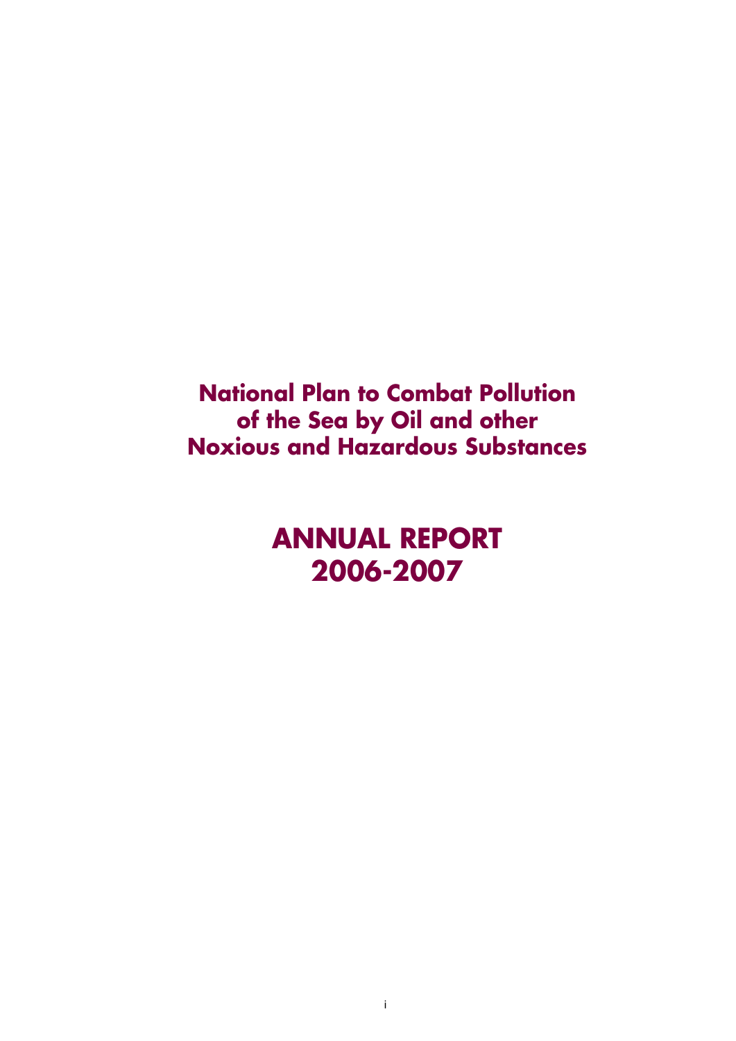# National Plan to Combat Pollution of the Sea by Oil and other Noxious and Hazardous Substances

# ANNUAL REPORT 2006-2007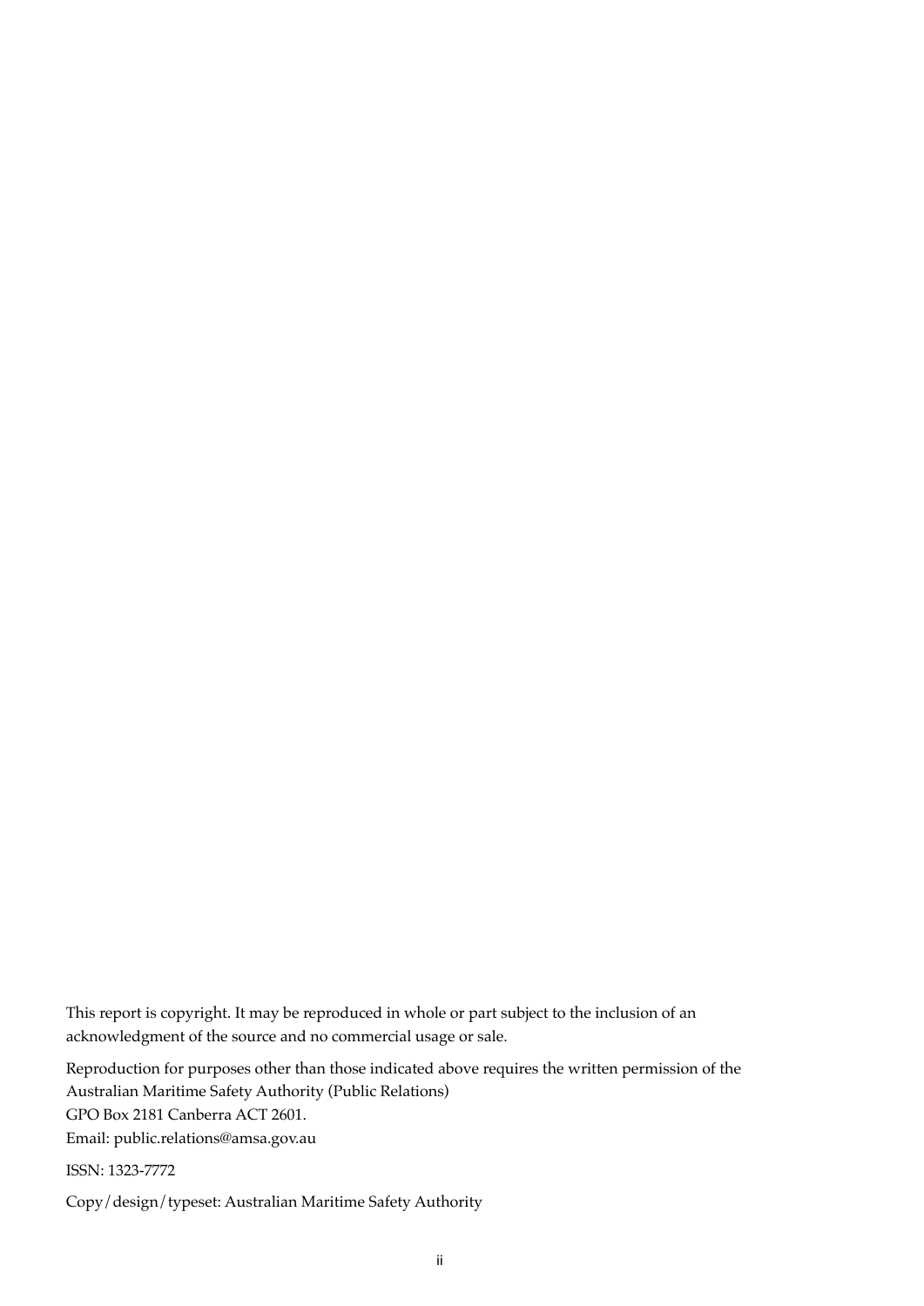This report is copyright. It may be reproduced in whole or part subject to the inclusion of an acknowledgment of the source and no commercial usage or sale.

Reproduction for purposes other than those indicated above requires the written permission of the Australian Maritime Safety Authority (Public Relations)
GPO Box 2181 Canberra ACT 2601.
Email: public.relations@amsa.gov.au

ISSN: 1323-7772

Copy/design/typeset: Australian Maritime Safety Authority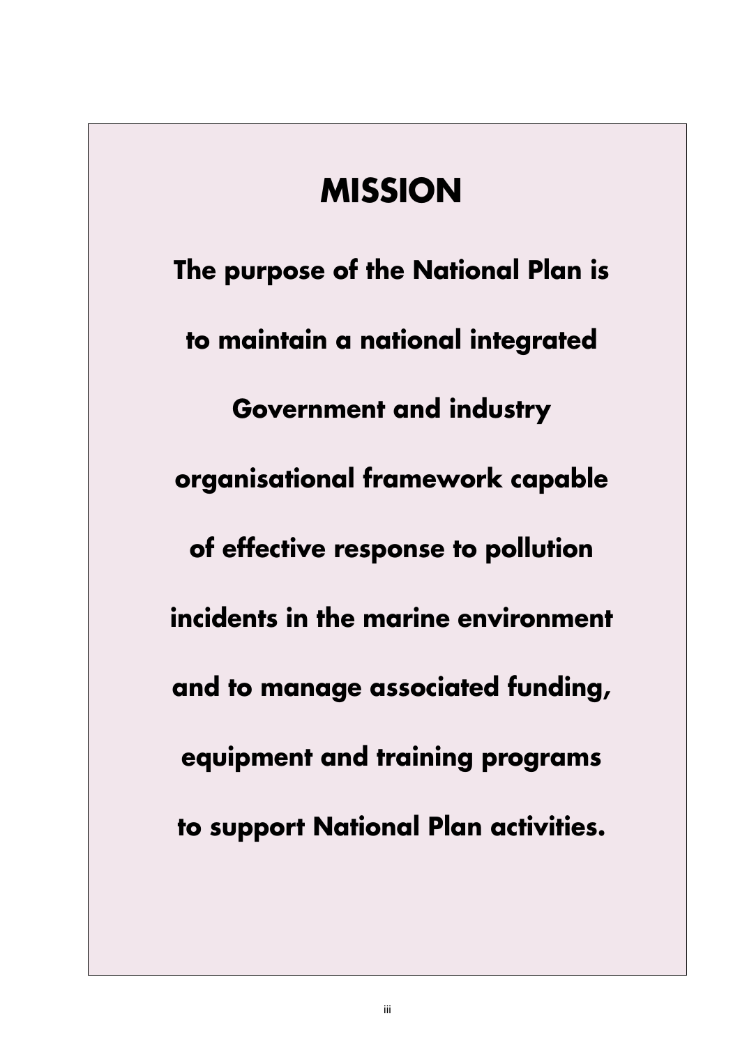# MISSION

**The purpose of the National Plan is to maintain a national integrated Government and industry organisational framework capable of effective response to pollution incidents in the marine environment and to manage associated funding, equipment and training programs to support National Plan activities.**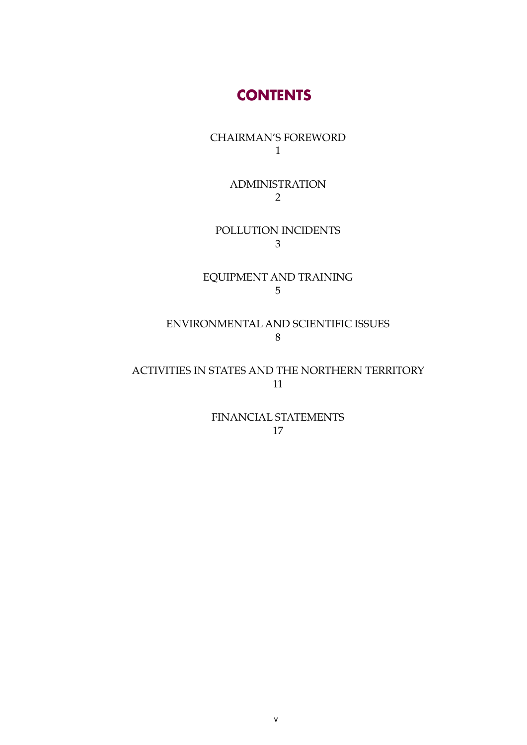# CONTENTS

CHAIRMAN'S FOREWORD
1

ADMINISTRATION
2

POLLUTION INCIDENTS
3

EQUIPMENT AND TRAINING
5

ENVIRONMENTAL AND SCIENTIFIC ISSUES
8

ACTIVITIES IN STATES AND THE NORTHERN TERRITORY
11

FINANCIAL STATEMENTS
17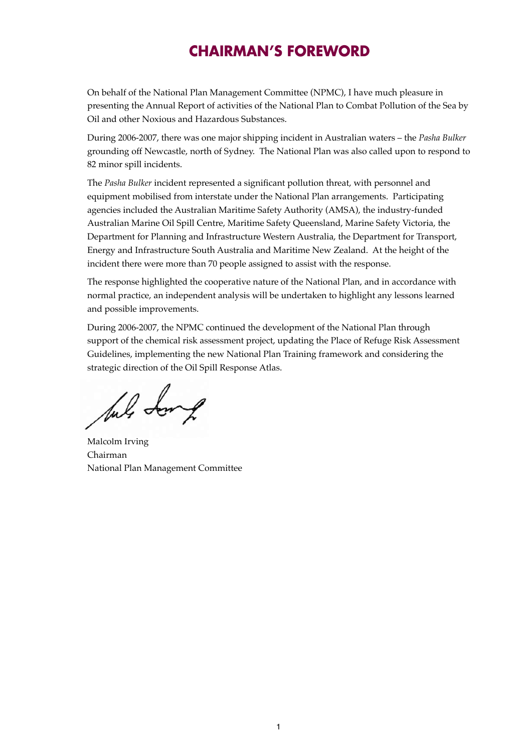# CHAIRMAN'S FOREWORD

On behalf of the National Plan Management Committee (NPMC), I have much pleasure in presenting the Annual Report of activities of the National Plan to Combat Pollution of the Sea by Oil and other Noxious and Hazardous Substances.

During 2006-2007, there was one major shipping incident in Australian waters – the *Pasha Bulker* grounding off Newcastle, north of Sydney. The National Plan was also called upon to respond to 82 minor spill incidents.

The *Pasha Bulker* incident represented a significant pollution threat, with personnel and equipment mobilised from interstate under the National Plan arrangements. Participating agencies included the Australian Maritime Safety Authority (AMSA), the industry-funded Australian Marine Oil Spill Centre, Maritime Safety Queensland, Marine Safety Victoria, the Department for Planning and Infrastructure Western Australia, the Department for Transport, Energy and Infrastructure South Australia and Maritime New Zealand. At the height of the incident there were more than 70 people assigned to assist with the response.

The response highlighted the cooperative nature of the National Plan, and in accordance with normal practice, an independent analysis will be undertaken to highlight any lessons learned and possible improvements.

During 2006-2007, the NPMC continued the development of the National Plan through support of the chemical risk assessment project, updating the Place of Refuge Risk Assessment Guidelines, implementing the new National Plan Training framework and considering the strategic direction of the Oil Spill Response Atlas.

Malcolm Irving
Chairman
National Plan Management Committee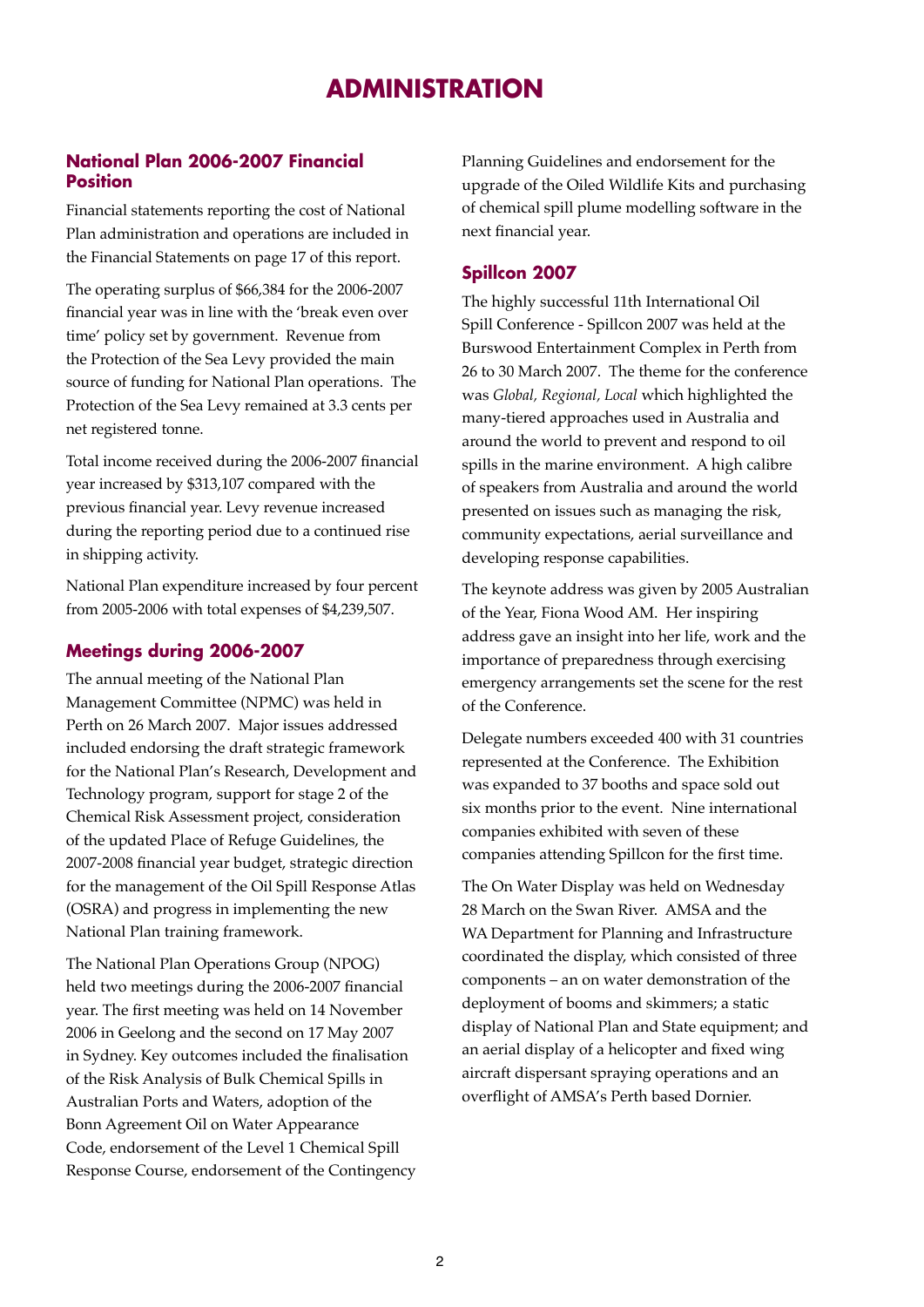# ADMINISTRATION

## National Plan 2006-2007 Financial Position

Financial statements reporting the cost of National Plan administration and operations are included in the Financial Statements on page 17 of this report.

The operating surplus of $66,384 for the 2006-2007 financial year was in line with the 'break even over time' policy set by government. Revenue from the Protection of the Sea Levy provided the main source of funding for National Plan operations. The Protection of the Sea Levy remained at 3.3 cents per net registered tonne.

Total income received during the 2006-2007 financial year increased by $313,107 compared with the previous financial year. Levy revenue increased during the reporting period due to a continued rise in shipping activity.

National Plan expenditure increased by four percent from 2005-2006 with total expenses of $4,239,507.

## Meetings during 2006-2007

The annual meeting of the National Plan Management Committee (NPMC) was held in Perth on 26 March 2007. Major issues addressed included endorsing the draft strategic framework for the National Plan's Research, Development and Technology program, support for stage 2 of the Chemical Risk Assessment project, consideration of the updated Place of Refuge Guidelines, the 2007-2008 financial year budget, strategic direction for the management of the Oil Spill Response Atlas (OSRA) and progress in implementing the new National Plan training framework.

The National Plan Operations Group (NPOG) held two meetings during the 2006-2007 financial year. The first meeting was held on 14 November 2006 in Geelong and the second on 17 May 2007 in Sydney. Key outcomes included the finalisation of the Risk Analysis of Bulk Chemical Spills in Australian Ports and Waters, adoption of the Bonn Agreement Oil on Water Appearance Code, endorsement of the Level 1 Chemical Spill Response Course, endorsement of the Contingency Planning Guidelines and endorsement for the upgrade of the Oiled Wildlife Kits and purchasing of chemical spill plume modelling software in the next financial year.

## Spillcon 2007

The highly successful 11th International Oil Spill Conference - Spillcon 2007 was held at the Burswood Entertainment Complex in Perth from 26 to 30 March 2007. The theme for the conference was *Global, Regional, Local* which highlighted the many-tiered approaches used in Australia and around the world to prevent and respond to oil spills in the marine environment. A high calibre of speakers from Australia and around the world presented on issues such as managing the risk, community expectations, aerial surveillance and developing response capabilities.

The keynote address was given by 2005 Australian of the Year, Fiona Wood AM. Her inspiring address gave an insight into her life, work and the importance of preparedness through exercising emergency arrangements set the scene for the rest of the Conference.

Delegate numbers exceeded 400 with 31 countries represented at the Conference. The Exhibition was expanded to 37 booths and space sold out six months prior to the event. Nine international companies exhibited with seven of these companies attending Spillcon for the first time.

The On Water Display was held on Wednesday 28 March on the Swan River. AMSA and the WA Department for Planning and Infrastructure coordinated the display, which consisted of three components – an on water demonstration of the deployment of booms and skimmers; a static display of National Plan and State equipment; and an aerial display of a helicopter and fixed wing aircraft dispersant spraying operations and an overflight of AMSA's Perth based Dornier.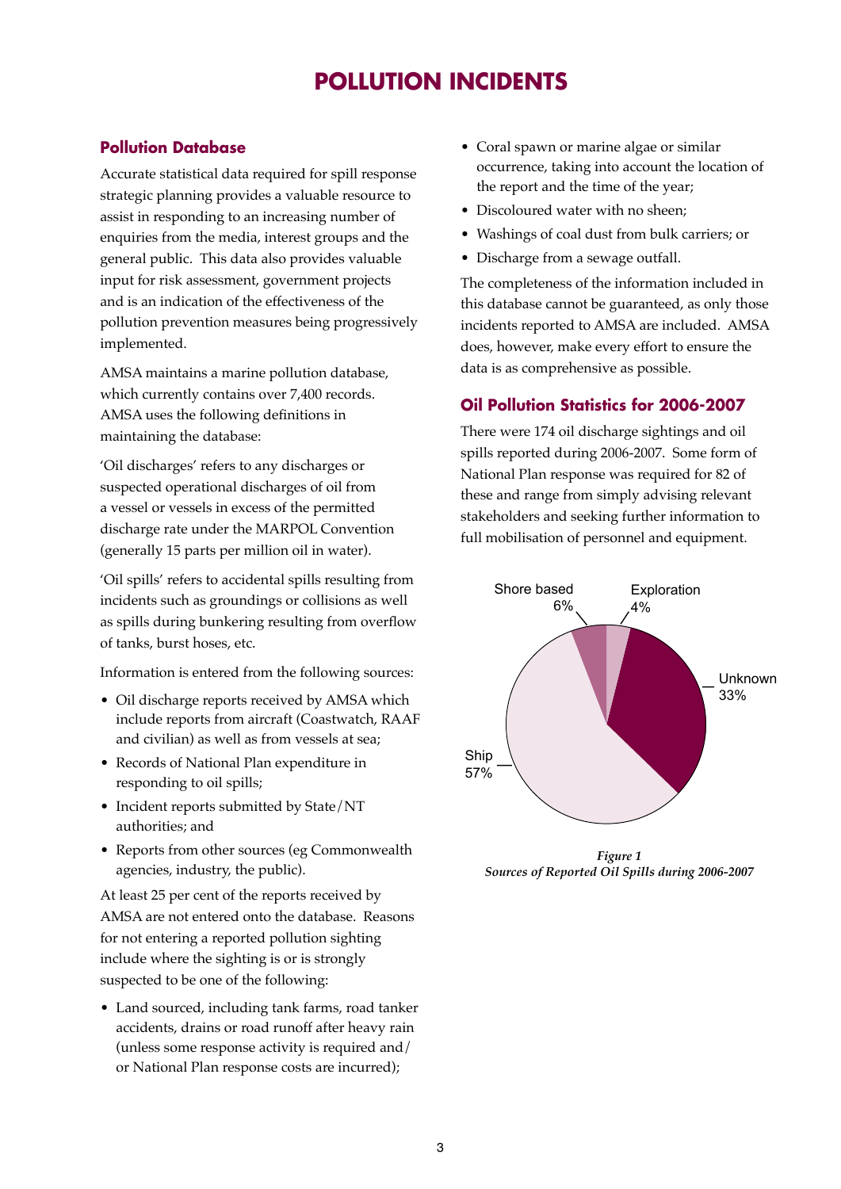# POLLUTION INCIDENTS

## Pollution Database

Accurate statistical data required for spill response strategic planning provides a valuable resource to assist in responding to an increasing number of enquiries from the media, interest groups and the general public. This data also provides valuable input for risk assessment, government projects and is an indication of the effectiveness of the pollution prevention measures being progressively implemented.

AMSA maintains a marine pollution database, which currently contains over 7,400 records. AMSA uses the following definitions in maintaining the database:

'Oil discharges' refers to any discharges or suspected operational discharges of oil from a vessel or vessels in excess of the permitted discharge rate under the MARPOL Convention (generally 15 parts per million oil in water).

'Oil spills' refers to accidental spills resulting from incidents such as groundings or collisions as well as spills during bunkering resulting from overflow of tanks, burst hoses, etc.

Information is entered from the following sources:

- Oil discharge reports received by AMSA which include reports from aircraft (Coastwatch, RAAF and civilian) as well as from vessels at sea;
- Records of National Plan expenditure in responding to oil spills;
- Incident reports submitted by State/NT authorities; and
- Reports from other sources (eg Commonwealth agencies, industry, the public).

At least 25 per cent of the reports received by AMSA are not entered onto the database. Reasons for not entering a reported pollution sighting include where the sighting is or is strongly suspected to be one of the following:

- Land sourced, including tank farms, road tanker accidents, drains or road runoff after heavy rain (unless some response activity is required and/or National Plan response costs are incurred);
- Coral spawn or marine algae or similar occurrence, taking into account the location of the report and the time of the year;
- Discoloured water with no sheen;
- Washings of coal dust from bulk carriers; or
- Discharge from a sewage outfall.

The completeness of the information included in this database cannot be guaranteed, as only those incidents reported to AMSA are included. AMSA does, however, make every effort to ensure the data is as comprehensive as possible.

## Oil Pollution Statistics for 2006-2007

There were 174 oil discharge sightings and oil spills reported during 2006-2007. Some form of National Plan response was required for 82 of these and range from simply advising relevant stakeholders and seeking further information to full mobilisation of personnel and equipment.

| Source | Percentage |
|---|---|
| Ship | 57% |
| Unknown | 33% |
| Shore based | 6% |
| Exploration | 4% |

*Figure 1*
*Sources of Reported Oil Spills during 2006-2007*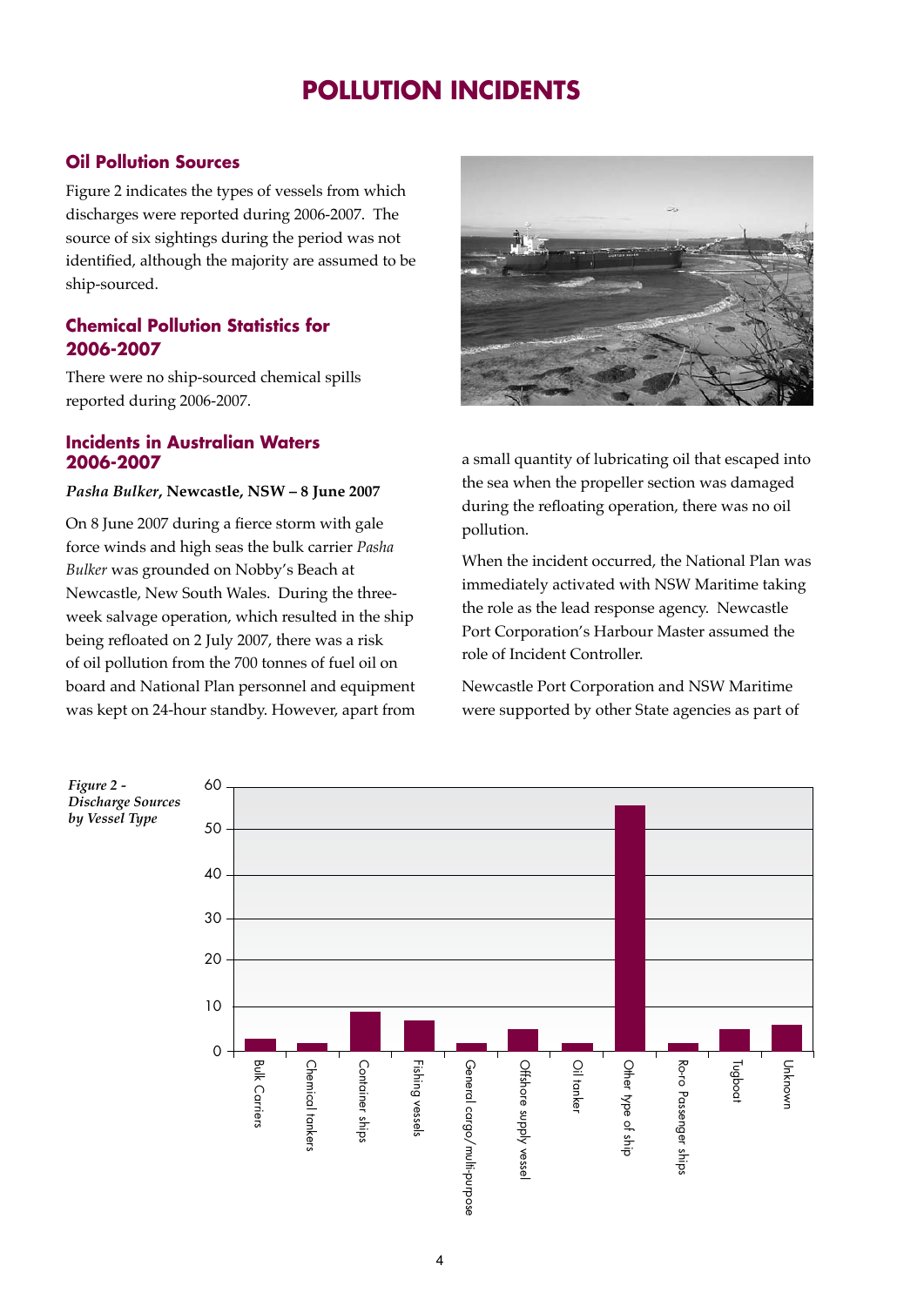# POLLUTION INCIDENTS

## Oil Pollution Sources

Figure 2 indicates the types of vessels from which discharges were reported during 2006-2007. The source of six sightings during the period was not identified, although the majority are assumed to be ship-sourced.

## Chemical Pollution Statistics for 2006-2007

There were no ship-sourced chemical spills reported during 2006-2007.

## Incidents in Australian Waters 2006-2007

***Pasha Bulker*, Newcastle, NSW – 8 June 2007**

On 8 June 2007 during a fierce storm with gale force winds and high seas the bulk carrier *Pasha Bulker* was grounded on Nobby's Beach at Newcastle, New South Wales. During the three-week salvage operation, which resulted in the ship being refloated on 2 July 2007, there was a risk of oil pollution from the 700 tonnes of fuel oil on board and National Plan personnel and equipment was kept on 24-hour standby. However, apart from a small quantity of lubricating oil that escaped into the sea when the propeller section was damaged during the refloating operation, there was no oil pollution.

When the incident occurred, the National Plan was immediately activated with NSW Maritime taking the role as the lead response agency. Newcastle Port Corporation's Harbour Master assumed the role of Incident Controller.

Newcastle Port Corporation and NSW Maritime were supported by other State agencies as part of

*Figure 2 - Discharge Sources by Vessel Type*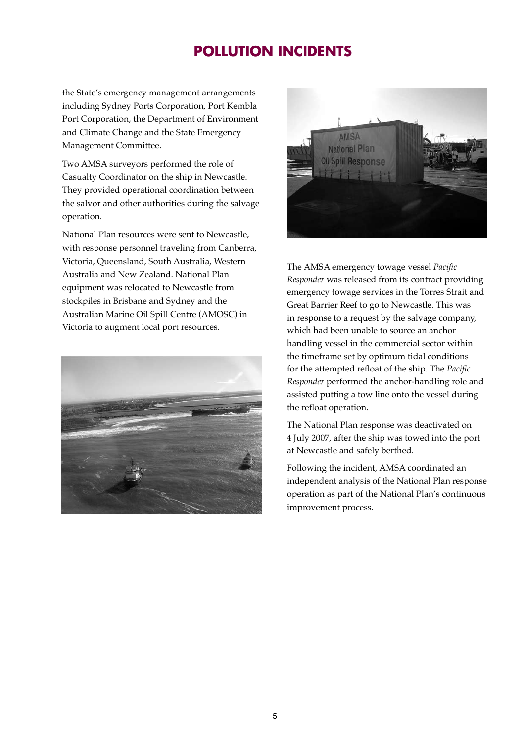# POLLUTION INCIDENTS

the State's emergency management arrangements including Sydney Ports Corporation, Port Kembla Port Corporation, the Department of Environment and Climate Change and the State Emergency Management Committee.

Two AMSA surveyors performed the role of Casualty Coordinator on the ship in Newcastle. They provided operational coordination between the salvor and other authorities during the salvage operation.

National Plan resources were sent to Newcastle, with response personnel traveling from Canberra, Victoria, Queensland, South Australia, Western Australia and New Zealand. National Plan equipment was relocated to Newcastle from stockpiles in Brisbane and Sydney and the Australian Marine Oil Spill Centre (AMOSC) in Victoria to augment local port resources.

The AMSA emergency towage vessel *Pacific Responder* was released from its contract providing emergency towage services in the Torres Strait and Great Barrier Reef to go to Newcastle. This was in response to a request by the salvage company, which had been unable to source an anchor handling vessel in the commercial sector within the timeframe set by optimum tidal conditions for the attempted refloat of the ship. The *Pacific Responder* performed the anchor-handling role and assisted putting a tow line onto the vessel during the refloat operation.

The National Plan response was deactivated on 4 July 2007, after the ship was towed into the port at Newcastle and safely berthed.

Following the incident, AMSA coordinated an independent analysis of the National Plan response operation as part of the National Plan's continuous improvement process.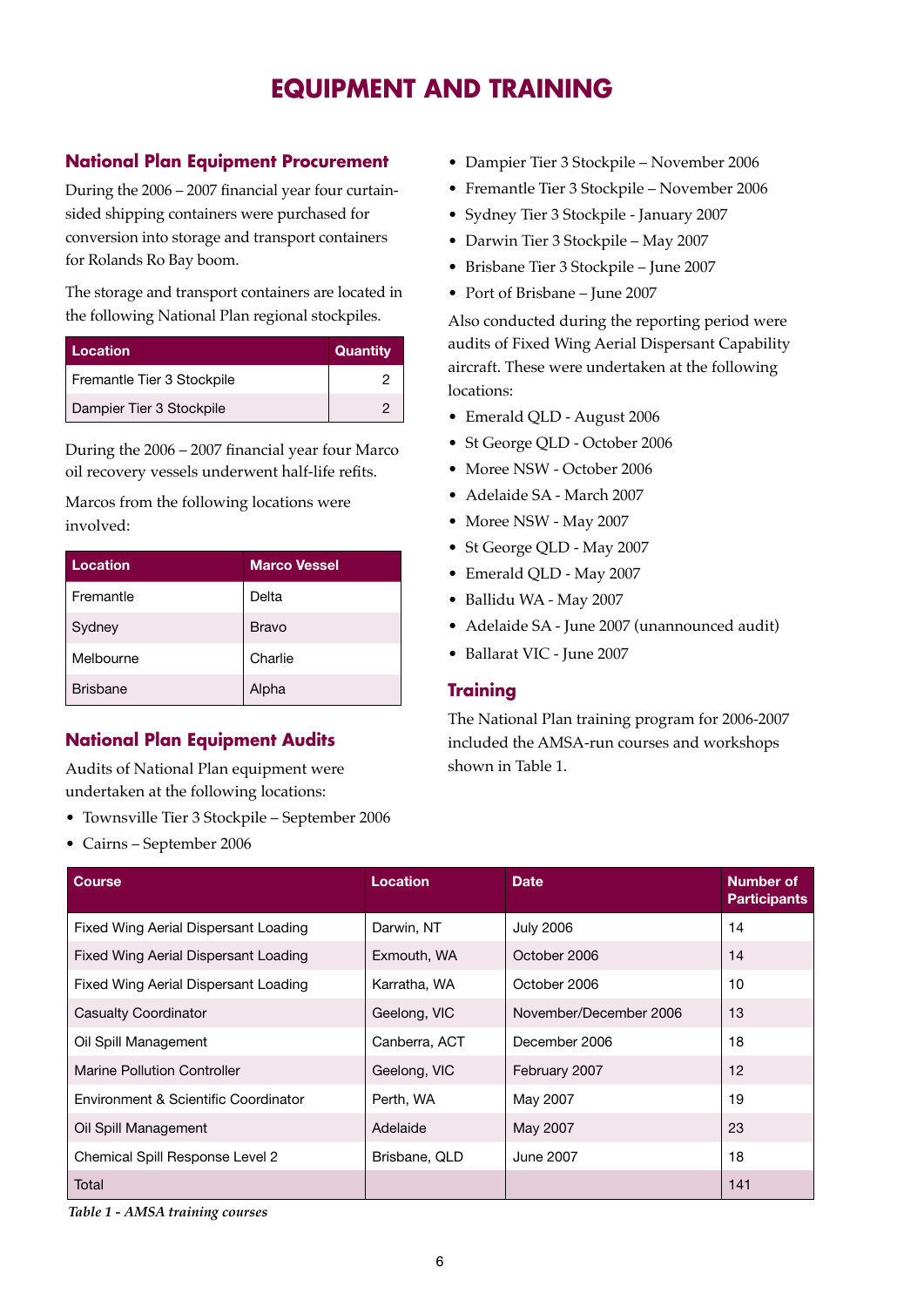# EQUIPMENT AND TRAINING

## National Plan Equipment Procurement

During the 2006 – 2007 financial year four curtain-sided shipping containers were purchased for conversion into storage and transport containers for Rolands Ro Bay boom.

The storage and transport containers are located in the following National Plan regional stockpiles.

| Location | Quantity |
|---|---|
| Fremantle Tier 3 Stockpile | 2 |
| Dampier Tier 3 Stockpile | 2 |

During the 2006 – 2007 financial year four Marco oil recovery vessels underwent half-life refits.

Marcos from the following locations were involved:

| Location | Marco Vessel |
|---|---|
| Fremantle | Delta |
| Sydney | Bravo |
| Melbourne | Charlie |
| Brisbane | Alpha |

## National Plan Equipment Audits

Audits of National Plan equipment were undertaken at the following locations:

- Townsville Tier 3 Stockpile – September 2006
- Cairns – September 2006
- Dampier Tier 3 Stockpile – November 2006
- Fremantle Tier 3 Stockpile – November 2006
- Sydney Tier 3 Stockpile - January 2007
- Darwin Tier 3 Stockpile – May 2007
- Brisbane Tier 3 Stockpile – June 2007
- Port of Brisbane – June 2007

Also conducted during the reporting period were audits of Fixed Wing Aerial Dispersant Capability aircraft. These were undertaken at the following locations:

- Emerald QLD - August 2006
- St George QLD - October 2006
- Moree NSW - October 2006
- Adelaide SA - March 2007
- Moree NSW - May 2007
- St George QLD - May 2007
- Emerald QLD - May 2007
- Ballidu WA - May 2007
- Adelaide SA - June 2007 (unannounced audit)
- Ballarat VIC - June 2007

## Training

The National Plan training program for 2006-2007 included the AMSA-run courses and workshops shown in Table 1.

| Course | Location | Date | Number of Participants |
|---|---|---|---|
| Fixed Wing Aerial Dispersant Loading | Darwin, NT | July 2006 | 14 |
| Fixed Wing Aerial Dispersant Loading | Exmouth, WA | October 2006 | 14 |
| Fixed Wing Aerial Dispersant Loading | Karratha, WA | October 2006 | 10 |
| Casualty Coordinator | Geelong, VIC | November/December 2006 | 13 |
| Oil Spill Management | Canberra, ACT | December 2006 | 18 |
| Marine Pollution Controller | Geelong, VIC | February 2007 | 12 |
| Environment & Scientific Coordinator | Perth, WA | May 2007 | 19 |
| Oil Spill Management | Adelaide | May 2007 | 23 |
| Chemical Spill Response Level 2 | Brisbane, QLD | June 2007 | 18 |
| Total | | | 141 |

*Table 1 - AMSA training courses*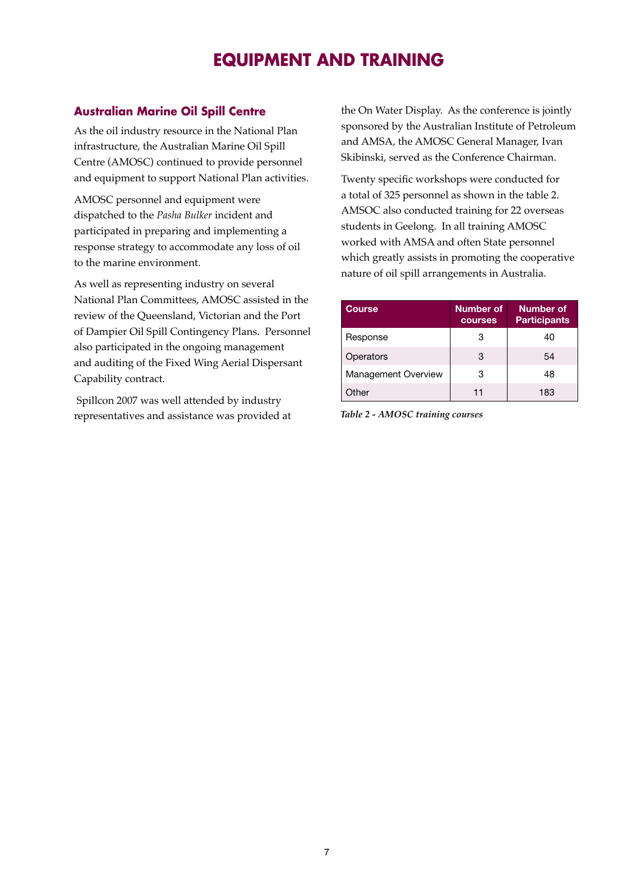# EQUIPMENT AND TRAINING

## Australian Marine Oil Spill Centre

As the oil industry resource in the National Plan infrastructure, the Australian Marine Oil Spill Centre (AMOSC) continued to provide personnel and equipment to support National Plan activities.

AMOSC personnel and equipment were dispatched to the *Pasha Bulker* incident and participated in preparing and implementing a response strategy to accommodate any loss of oil to the marine environment.

As well as representing industry on several National Plan Committees, AMOSC assisted in the review of the Queensland, Victorian and the Port of Dampier Oil Spill Contingency Plans. Personnel also participated in the ongoing management and auditing of the Fixed Wing Aerial Dispersant Capability contract.

Spillcon 2007 was well attended by industry representatives and assistance was provided at the On Water Display. As the conference is jointly sponsored by the Australian Institute of Petroleum and AMSA, the AMOSC General Manager, Ivan Skibinski, served as the Conference Chairman.

Twenty specific workshops were conducted for a total of 325 personnel as shown in the table 2. AMSOC also conducted training for 22 overseas students in Geelong. In all training AMOSC worked with AMSA and often State personnel which greatly assists in promoting the cooperative nature of oil spill arrangements in Australia.

| Course | Number of courses | Number of Participants |
|---|---|---|
| Response | 3 | 40 |
| Operators | 3 | 54 |
| Management Overview | 3 | 48 |
| Other | 11 | 183 |

*Table 2 - AMOSC training courses*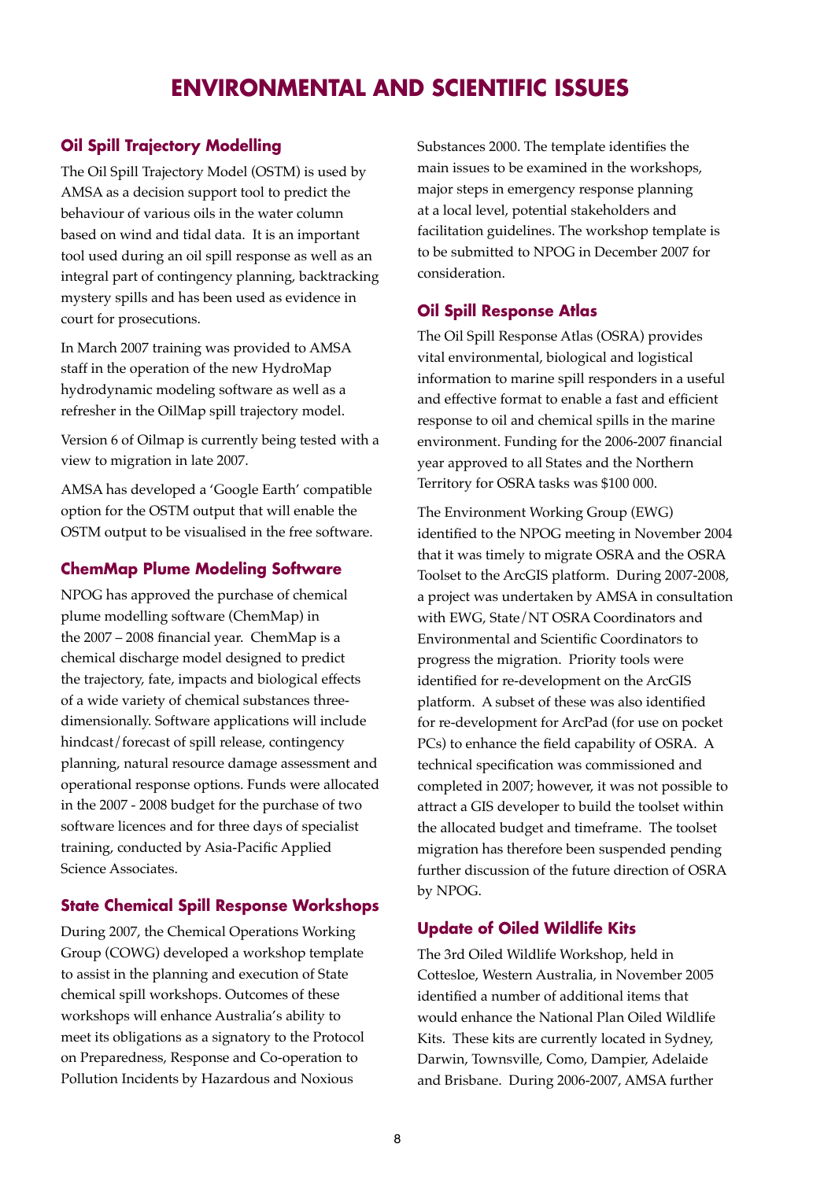# ENVIRONMENTAL AND SCIENTIFIC ISSUES

## Oil Spill Trajectory Modelling

The Oil Spill Trajectory Model (OSTM) is used by AMSA as a decision support tool to predict the behaviour of various oils in the water column based on wind and tidal data. It is an important tool used during an oil spill response as well as an integral part of contingency planning, backtracking mystery spills and has been used as evidence in court for prosecutions.

In March 2007 training was provided to AMSA staff in the operation of the new HydroMap hydrodynamic modeling software as well as a refresher in the OilMap spill trajectory model.

Version 6 of Oilmap is currently being tested with a view to migration in late 2007.

AMSA has developed a 'Google Earth' compatible option for the OSTM output that will enable the OSTM output to be visualised in the free software.

## ChemMap Plume Modeling Software

NPOG has approved the purchase of chemical plume modelling software (ChemMap) in the 2007 – 2008 financial year. ChemMap is a chemical discharge model designed to predict the trajectory, fate, impacts and biological effects of a wide variety of chemical substances three-dimensionally. Software applications will include hindcast/forecast of spill release, contingency planning, natural resource damage assessment and operational response options. Funds were allocated in the 2007 - 2008 budget for the purchase of two software licences and for three days of specialist training, conducted by Asia-Pacific Applied Science Associates.

## State Chemical Spill Response Workshops

During 2007, the Chemical Operations Working Group (COWG) developed a workshop template to assist in the planning and execution of State chemical spill workshops. Outcomes of these workshops will enhance Australia's ability to meet its obligations as a signatory to the Protocol on Preparedness, Response and Co-operation to Pollution Incidents by Hazardous and Noxious Substances 2000. The template identifies the main issues to be examined in the workshops, major steps in emergency response planning at a local level, potential stakeholders and facilitation guidelines. The workshop template is to be submitted to NPOG in December 2007 for consideration.

## Oil Spill Response Atlas

The Oil Spill Response Atlas (OSRA) provides vital environmental, biological and logistical information to marine spill responders in a useful and effective format to enable a fast and efficient response to oil and chemical spills in the marine environment. Funding for the 2006-2007 financial year approved to all States and the Northern Territory for OSRA tasks was $100 000.

The Environment Working Group (EWG) identified to the NPOG meeting in November 2004 that it was timely to migrate OSRA and the OSRA Toolset to the ArcGIS platform. During 2007-2008, a project was undertaken by AMSA in consultation with EWG, State/NT OSRA Coordinators and Environmental and Scientific Coordinators to progress the migration. Priority tools were identified for re-development on the ArcGIS platform. A subset of these was also identified for re-development for ArcPad (for use on pocket PCs) to enhance the field capability of OSRA. A technical specification was commissioned and completed in 2007; however, it was not possible to attract a GIS developer to build the toolset within the allocated budget and timeframe. The toolset migration has therefore been suspended pending further discussion of the future direction of OSRA by NPOG.

## Update of Oiled Wildlife Kits

The 3rd Oiled Wildlife Workshop, held in Cottesloe, Western Australia, in November 2005 identified a number of additional items that would enhance the National Plan Oiled Wildlife Kits. These kits are currently located in Sydney, Darwin, Townsville, Como, Dampier, Adelaide and Brisbane. During 2006-2007, AMSA further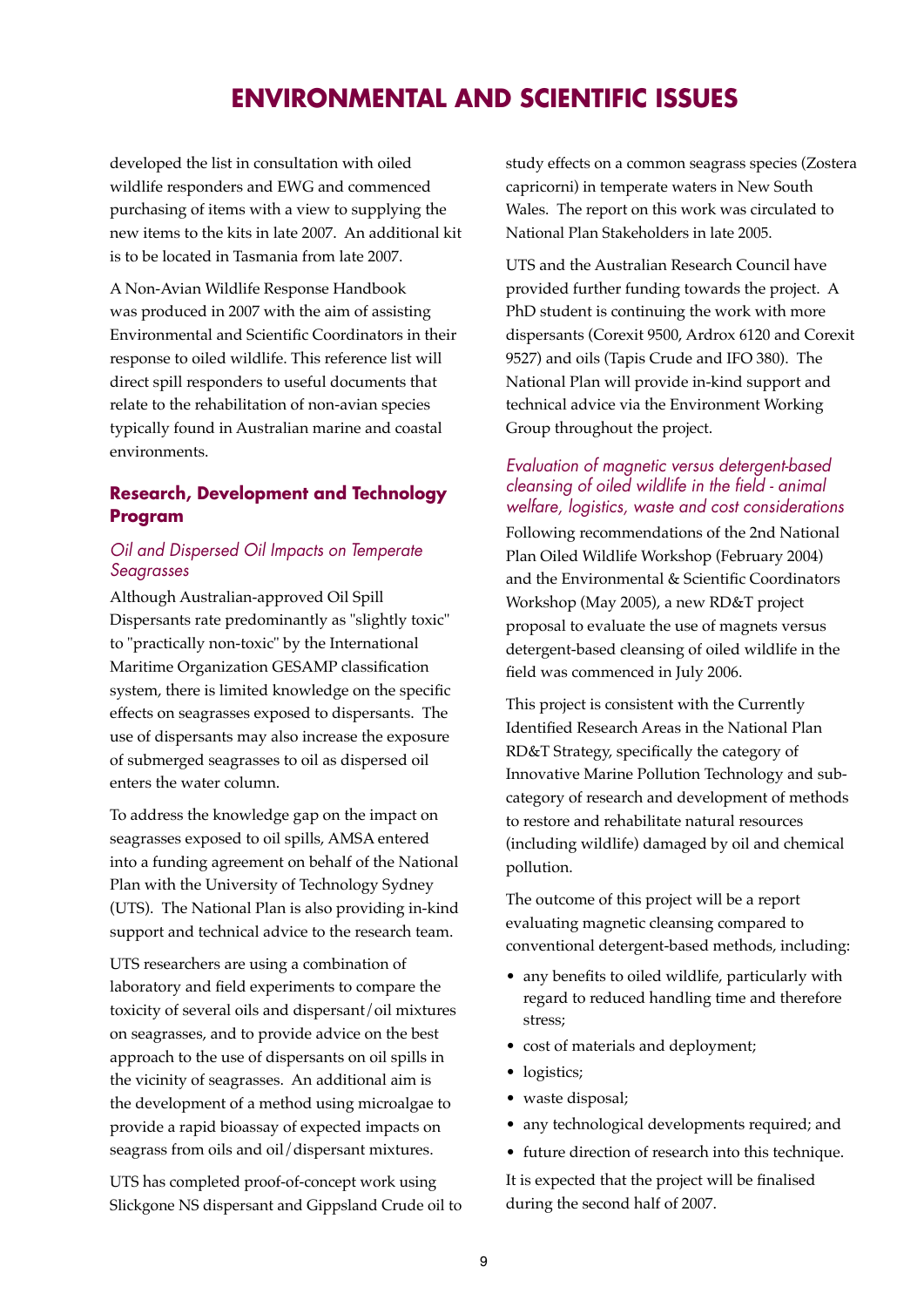# ENVIRONMENTAL AND SCIENTIFIC ISSUES

developed the list in consultation with oiled wildlife responders and EWG and commenced purchasing of items with a view to supplying the new items to the kits in late 2007. An additional kit is to be located in Tasmania from late 2007.

A Non-Avian Wildlife Response Handbook was produced in 2007 with the aim of assisting Environmental and Scientific Coordinators in their response to oiled wildlife. This reference list will direct spill responders to useful documents that relate to the rehabilitation of non-avian species typically found in Australian marine and coastal environments.

## Research, Development and Technology Program

### *Oil and Dispersed Oil Impacts on Temperate Seagrasses*

Although Australian-approved Oil Spill Dispersants rate predominantly as "slightly toxic" to "practically non-toxic" by the International Maritime Organization GESAMP classification system, there is limited knowledge on the specific effects on seagrasses exposed to dispersants. The use of dispersants may also increase the exposure of submerged seagrasses to oil as dispersed oil enters the water column.

To address the knowledge gap on the impact on seagrasses exposed to oil spills, AMSA entered into a funding agreement on behalf of the National Plan with the University of Technology Sydney (UTS). The National Plan is also providing in-kind support and technical advice to the research team.

UTS researchers are using a combination of laboratory and field experiments to compare the toxicity of several oils and dispersant/oil mixtures on seagrasses, and to provide advice on the best approach to the use of dispersants on oil spills in the vicinity of seagrasses. An additional aim is the development of a method using microalgae to provide a rapid bioassay of expected impacts on seagrass from oils and oil/dispersant mixtures.

UTS has completed proof-of-concept work using Slickgone NS dispersant and Gippsland Crude oil to study effects on a common seagrass species (Zostera capricorni) in temperate waters in New South Wales. The report on this work was circulated to National Plan Stakeholders in late 2005.

UTS and the Australian Research Council have provided further funding towards the project. A PhD student is continuing the work with more dispersants (Corexit 9500, Ardrox 6120 and Corexit 9527) and oils (Tapis Crude and IFO 380). The National Plan will provide in-kind support and technical advice via the Environment Working Group throughout the project.

### *Evaluation of magnetic versus detergent-based cleansing of oiled wildlife in the field - animal welfare, logistics, waste and cost considerations*

Following recommendations of the 2nd National Plan Oiled Wildlife Workshop (February 2004) and the Environmental & Scientific Coordinators Workshop (May 2005), a new RD&T project proposal to evaluate the use of magnets versus detergent-based cleansing of oiled wildlife in the field was commenced in July 2006.

This project is consistent with the Currently Identified Research Areas in the National Plan RD&T Strategy, specifically the category of Innovative Marine Pollution Technology and sub-category of research and development of methods to restore and rehabilitate natural resources (including wildlife) damaged by oil and chemical pollution.

The outcome of this project will be a report evaluating magnetic cleansing compared to conventional detergent-based methods, including:

- any benefits to oiled wildlife, particularly with regard to reduced handling time and therefore stress;
- cost of materials and deployment;
- logistics;
- waste disposal;
- any technological developments required; and
- future direction of research into this technique.

It is expected that the project will be finalised during the second half of 2007.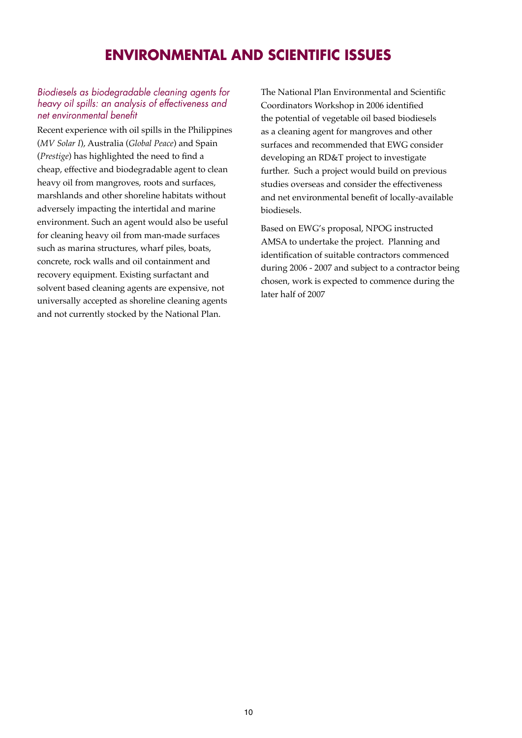# ENVIRONMENTAL AND SCIENTIFIC ISSUES

## *Biodiesels as biodegradable cleaning agents for heavy oil spills: an analysis of effectiveness and net environmental benefit*

Recent experience with oil spills in the Philippines (*MV Solar I*), Australia (*Global Peace*) and Spain (*Prestige*) has highlighted the need to find a cheap, effective and biodegradable agent to clean heavy oil from mangroves, roots and surfaces, marshlands and other shoreline habitats without adversely impacting the intertidal and marine environment. Such an agent would also be useful for cleaning heavy oil from man-made surfaces such as marina structures, wharf piles, boats, concrete, rock walls and oil containment and recovery equipment. Existing surfactant and solvent based cleaning agents are expensive, not universally accepted as shoreline cleaning agents and not currently stocked by the National Plan.

The National Plan Environmental and Scientific Coordinators Workshop in 2006 identified the potential of vegetable oil based biodiesels as a cleaning agent for mangroves and other surfaces and recommended that EWG consider developing an RD&T project to investigate further. Such a project would build on previous studies overseas and consider the effectiveness and net environmental benefit of locally-available biodiesels.

Based on EWG's proposal, NPOG instructed AMSA to undertake the project. Planning and identification of suitable contractors commenced during 2006 - 2007 and subject to a contractor being chosen, work is expected to commence during the later half of 2007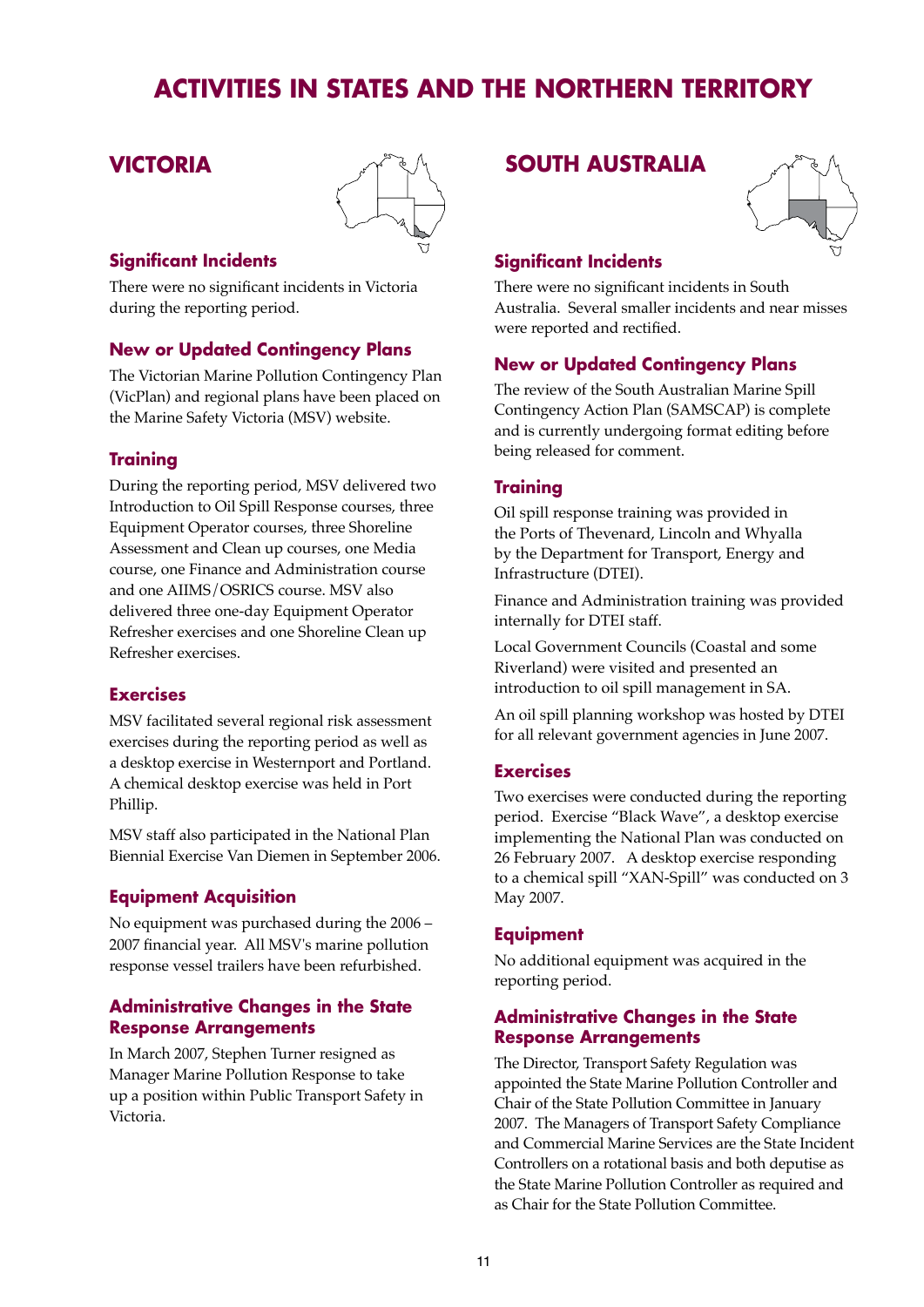# ACTIVITIES IN STATES AND THE NORTHERN TERRITORY

## VICTORIA

### Significant Incidents

There were no significant incidents in Victoria during the reporting period.

### New or Updated Contingency Plans

The Victorian Marine Pollution Contingency Plan (VicPlan) and regional plans have been placed on the Marine Safety Victoria (MSV) website.

### Training

During the reporting period, MSV delivered two Introduction to Oil Spill Response courses, three Equipment Operator courses, three Shoreline Assessment and Clean up courses, one Media course, one Finance and Administration course and one AIIMS/OSRICS course. MSV also delivered three one-day Equipment Operator Refresher exercises and one Shoreline Clean up Refresher exercises.

### Exercises

MSV facilitated several regional risk assessment exercises during the reporting period as well as a desktop exercise in Westernport and Portland. A chemical desktop exercise was held in Port Phillip.

MSV staff also participated in the National Plan Biennial Exercise Van Diemen in September 2006.

### Equipment Acquisition

No equipment was purchased during the 2006 – 2007 financial year. All MSV's marine pollution response vessel trailers have been refurbished.

### Administrative Changes in the State Response Arrangements

In March 2007, Stephen Turner resigned as Manager Marine Pollution Response to take up a position within Public Transport Safety in Victoria.

## SOUTH AUSTRALIA

### Significant Incidents

There were no significant incidents in South Australia. Several smaller incidents and near misses were reported and rectified.

### New or Updated Contingency Plans

The review of the South Australian Marine Spill Contingency Action Plan (SAMSCAP) is complete and is currently undergoing format editing before being released for comment.

### Training

Oil spill response training was provided in the Ports of Thevenard, Lincoln and Whyalla by the Department for Transport, Energy and Infrastructure (DTEI).

Finance and Administration training was provided internally for DTEI staff.

Local Government Councils (Coastal and some Riverland) were visited and presented an introduction to oil spill management in SA.

An oil spill planning workshop was hosted by DTEI for all relevant government agencies in June 2007.

### Exercises

Two exercises were conducted during the reporting period. Exercise "Black Wave", a desktop exercise implementing the National Plan was conducted on 26 February 2007. A desktop exercise responding to a chemical spill "XAN-Spill" was conducted on 3 May 2007.

### Equipment

No additional equipment was acquired in the reporting period.

### Administrative Changes in the State Response Arrangements

The Director, Transport Safety Regulation was appointed the State Marine Pollution Controller and Chair of the State Pollution Committee in January 2007. The Managers of Transport Safety Compliance and Commercial Marine Services are the State Incident Controllers on a rotational basis and both deputise as the State Marine Pollution Controller as required and as Chair for the State Pollution Committee.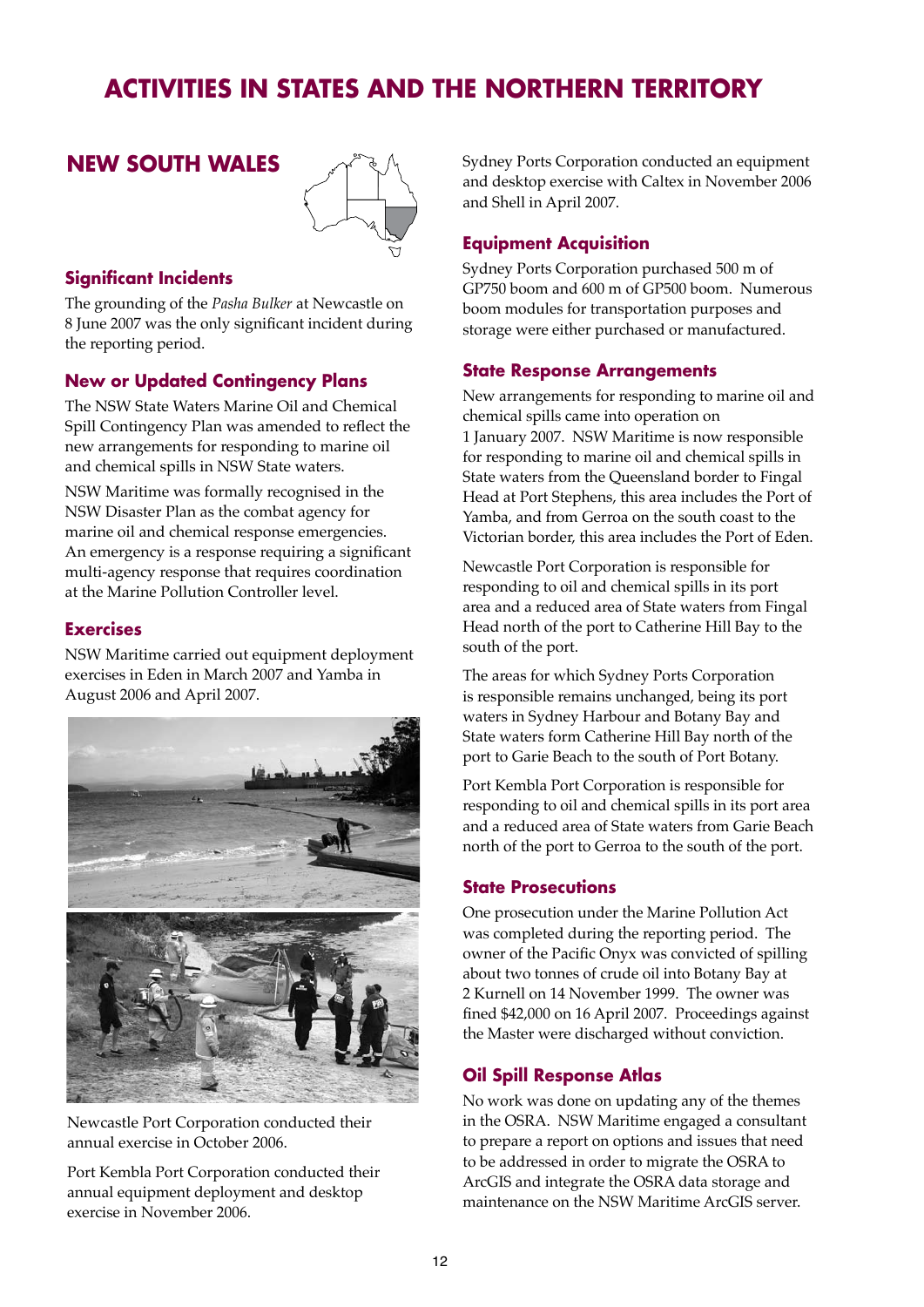# ACTIVITIES IN STATES AND THE NORTHERN TERRITORY

## NEW SOUTH WALES

### Significant Incidents

The grounding of the *Pasha Bulker* at Newcastle on 8 June 2007 was the only significant incident during the reporting period.

### New or Updated Contingency Plans

The NSW State Waters Marine Oil and Chemical Spill Contingency Plan was amended to reflect the new arrangements for responding to marine oil and chemical spills in NSW State waters.

NSW Maritime was formally recognised in the NSW Disaster Plan as the combat agency for marine oil and chemical response emergencies. An emergency is a response requiring a significant multi-agency response that requires coordination at the Marine Pollution Controller level.

### Exercises

NSW Maritime carried out equipment deployment exercises in Eden in March 2007 and Yamba in August 2006 and April 2007.

Newcastle Port Corporation conducted their annual exercise in October 2006.

Port Kembla Port Corporation conducted their annual equipment deployment and desktop exercise in November 2006.

Sydney Ports Corporation conducted an equipment and desktop exercise with Caltex in November 2006 and Shell in April 2007.

### Equipment Acquisition

Sydney Ports Corporation purchased 500 m of GP750 boom and 600 m of GP500 boom. Numerous boom modules for transportation purposes and storage were either purchased or manufactured.

### State Response Arrangements

New arrangements for responding to marine oil and chemical spills came into operation on 1 January 2007. NSW Maritime is now responsible for responding to marine oil and chemical spills in State waters from the Queensland border to Fingal Head at Port Stephens, this area includes the Port of Yamba, and from Gerroa on the south coast to the Victorian border, this area includes the Port of Eden.

Newcastle Port Corporation is responsible for responding to oil and chemical spills in its port area and a reduced area of State waters from Fingal Head north of the port to Catherine Hill Bay to the south of the port.

The areas for which Sydney Ports Corporation is responsible remains unchanged, being its port waters in Sydney Harbour and Botany Bay and State waters form Catherine Hill Bay north of the port to Garie Beach to the south of Port Botany.

Port Kembla Port Corporation is responsible for responding to oil and chemical spills in its port area and a reduced area of State waters from Garie Beach north of the port to Gerroa to the south of the port.

### State Prosecutions

One prosecution under the Marine Pollution Act was completed during the reporting period. The owner of the Pacific Onyx was convicted of spilling about two tonnes of crude oil into Botany Bay at 2 Kurnell on 14 November 1999. The owner was fined $42,000 on 16 April 2007. Proceedings against the Master were discharged without conviction.

### Oil Spill Response Atlas

No work was done on updating any of the themes in the OSRA. NSW Maritime engaged a consultant to prepare a report on options and issues that need to be addressed in order to migrate the OSRA to ArcGIS and integrate the OSRA data storage and maintenance on the NSW Maritime ArcGIS server.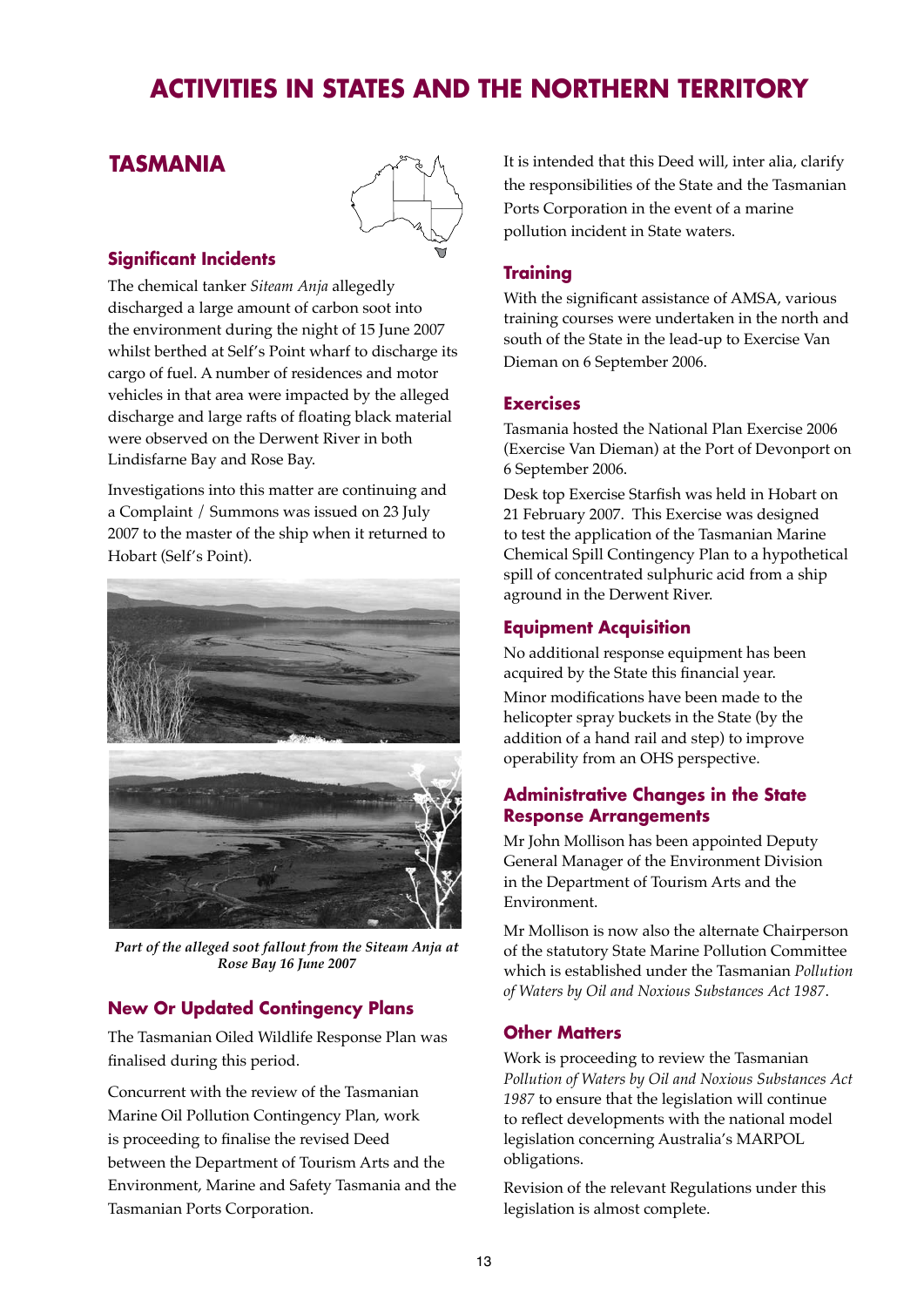# ACTIVITIES IN STATES AND THE NORTHERN TERRITORY

## TASMANIA

### Significant Incidents

The chemical tanker *Siteam Anja* allegedly discharged a large amount of carbon soot into the environment during the night of 15 June 2007 whilst berthed at Self's Point wharf to discharge its cargo of fuel. A number of residences and motor vehicles in that area were impacted by the alleged discharge and large rafts of floating black material were observed on the Derwent River in both Lindisfarne Bay and Rose Bay.

Investigations into this matter are continuing and a Complaint / Summons was issued on 23 July 2007 to the master of the ship when it returned to Hobart (Self's Point).

***Part of the alleged soot fallout from the Siteam Anja at Rose Bay 16 June 2007***

### New Or Updated Contingency Plans

The Tasmanian Oiled Wildlife Response Plan was finalised during this period.

Concurrent with the review of the Tasmanian Marine Oil Pollution Contingency Plan, work is proceeding to finalise the revised Deed between the Department of Tourism Arts and the Environment, Marine and Safety Tasmania and the Tasmanian Ports Corporation.

It is intended that this Deed will, inter alia, clarify the responsibilities of the State and the Tasmanian Ports Corporation in the event of a marine pollution incident in State waters.

### Training

With the significant assistance of AMSA, various training courses were undertaken in the north and south of the State in the lead-up to Exercise Van Dieman on 6 September 2006.

### Exercises

Tasmania hosted the National Plan Exercise 2006 (Exercise Van Dieman) at the Port of Devonport on 6 September 2006.

Desk top Exercise Starfish was held in Hobart on 21 February 2007. This Exercise was designed to test the application of the Tasmanian Marine Chemical Spill Contingency Plan to a hypothetical spill of concentrated sulphuric acid from a ship aground in the Derwent River.

### Equipment Acquisition

No additional response equipment has been acquired by the State this financial year.

Minor modifications have been made to the helicopter spray buckets in the State (by the addition of a hand rail and step) to improve operability from an OHS perspective.

### Administrative Changes in the State Response Arrangements

Mr John Mollison has been appointed Deputy General Manager of the Environment Division in the Department of Tourism Arts and the Environment.

Mr Mollison is now also the alternate Chairperson of the statutory State Marine Pollution Committee which is established under the Tasmanian *Pollution of Waters by Oil and Noxious Substances Act 1987*.

### Other Matters

Work is proceeding to review the Tasmanian *Pollution of Waters by Oil and Noxious Substances Act 1987* to ensure that the legislation will continue to reflect developments with the national model legislation concerning Australia's MARPOL obligations.

Revision of the relevant Regulations under this legislation is almost complete.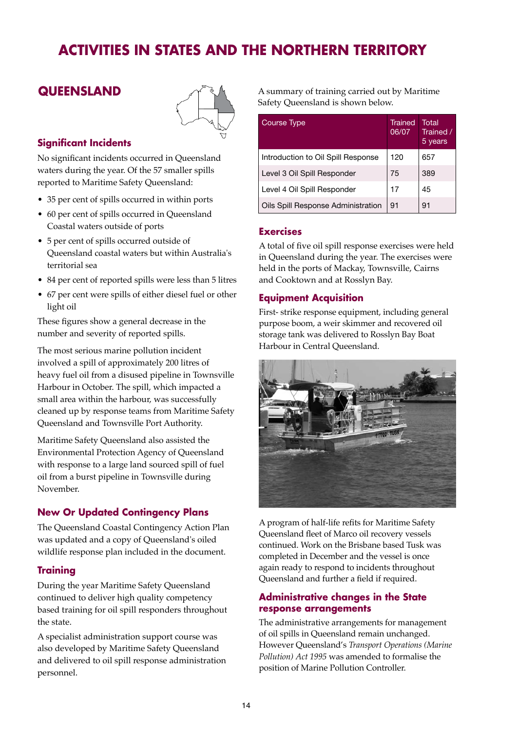# ACTIVITIES IN STATES AND THE NORTHERN TERRITORY

## QUEENSLAND

### Significant Incidents

No significant incidents occurred in Queensland waters during the year. Of the 57 smaller spills reported to Maritime Safety Queensland:

- 35 per cent of spills occurred in within ports
- 60 per cent of spills occurred in Queensland Coastal waters outside of ports
- 5 per cent of spills occurred outside of Queensland coastal waters but within Australia's territorial sea
- 84 per cent of reported spills were less than 5 litres
- 67 per cent were spills of either diesel fuel or other light oil

These figures show a general decrease in the number and severity of reported spills.

The most serious marine pollution incident involved a spill of approximately 200 litres of heavy fuel oil from a disused pipeline in Townsville Harbour in October. The spill, which impacted a small area within the harbour, was successfully cleaned up by response teams from Maritime Safety Queensland and Townsville Port Authority.

Maritime Safety Queensland also assisted the Environmental Protection Agency of Queensland with response to a large land sourced spill of fuel oil from a burst pipeline in Townsville during November.

### New Or Updated Contingency Plans

The Queensland Coastal Contingency Action Plan was updated and a copy of Queensland's oiled wildlife response plan included in the document.

### Training

During the year Maritime Safety Queensland continued to deliver high quality competency based training for oil spill responders throughout the state.

A specialist administration support course was also developed by Maritime Safety Queensland and delivered to oil spill response administration personnel.

A summary of training carried out by Maritime Safety Queensland is shown below.

| Course Type | Trained 06/07 | Total Trained / 5 years |
|---|---|---|
| Introduction to Oil Spill Response | 120 | 657 |
| Level 3 Oil Spill Responder | 75 | 389 |
| Level 4 Oil Spill Responder | 17 | 45 |
| Oils Spill Response Administration | 91 | 91 |

### Exercises

A total of five oil spill response exercises were held in Queensland during the year. The exercises were held in the ports of Mackay, Townsville, Cairns and Cooktown and at Rosslyn Bay.

### Equipment Acquisition

First- strike response equipment, including general purpose boom, a weir skimmer and recovered oil storage tank was delivered to Rosslyn Bay Boat Harbour in Central Queensland.

A program of half-life refits for Maritime Safety Queensland fleet of Marco oil recovery vessels continued. Work on the Brisbane based Tusk was completed in December and the vessel is once again ready to respond to incidents throughout Queensland and further a field if required.

### Administrative changes in the State response arrangements

The administrative arrangements for management of oil spills in Queensland remain unchanged. However Queensland's *Transport Operations (Marine Pollution) Act 1995* was amended to formalise the position of Marine Pollution Controller.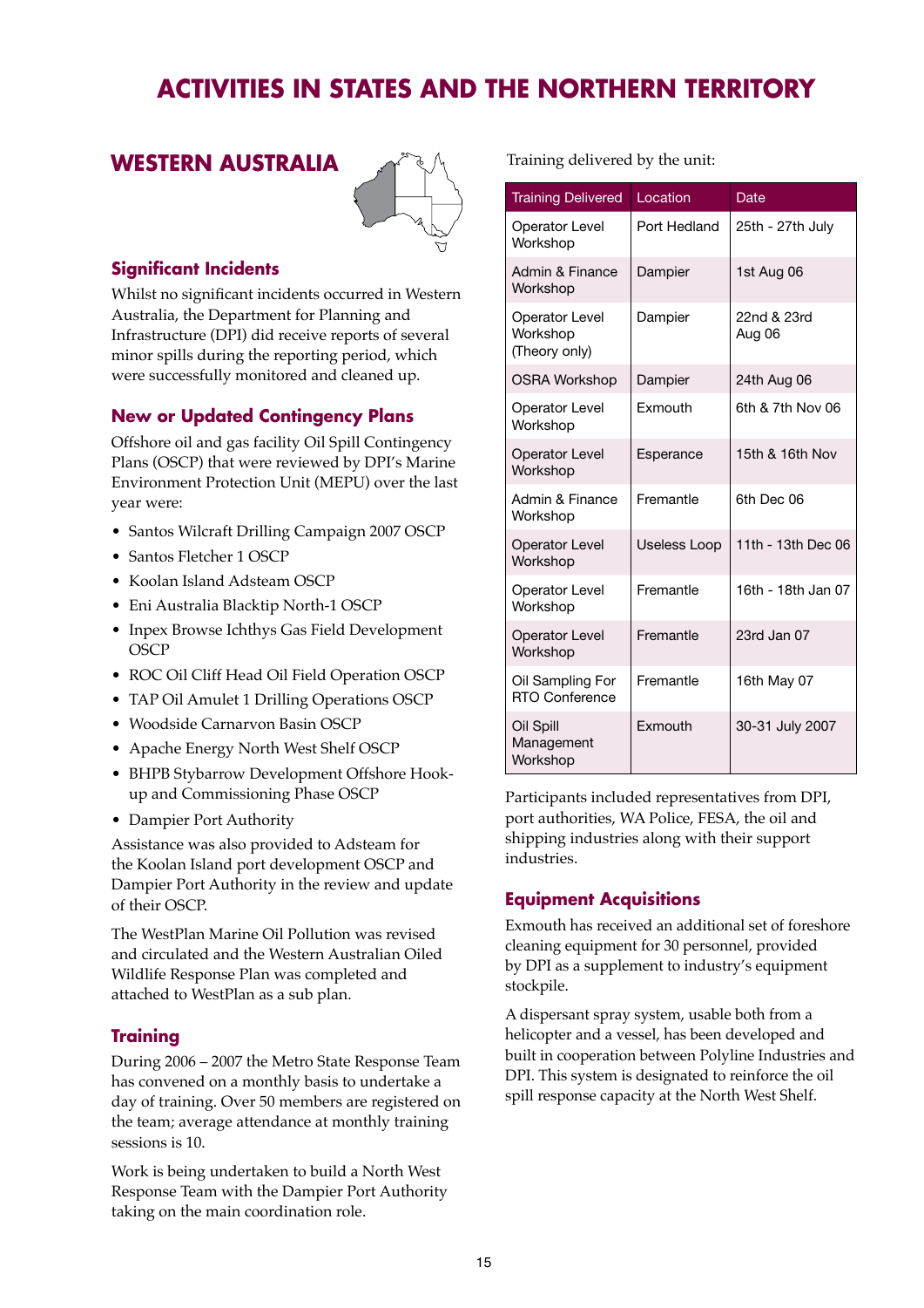# ACTIVITIES IN STATES AND THE NORTHERN TERRITORY

## WESTERN AUSTRALIA

### Significant Incidents

Whilst no significant incidents occurred in Western Australia, the Department for Planning and Infrastructure (DPI) did receive reports of several minor spills during the reporting period, which were successfully monitored and cleaned up.

### New or Updated Contingency Plans

Offshore oil and gas facility Oil Spill Contingency Plans (OSCP) that were reviewed by DPI's Marine Environment Protection Unit (MEPU) over the last year were:

- Santos Wilcraft Drilling Campaign 2007 OSCP
- Santos Fletcher 1 OSCP
- Koolan Island Adsteam OSCP
- Eni Australia Blacktip North-1 OSCP
- Inpex Browse Ichthys Gas Field Development OSCP
- ROC Oil Cliff Head Oil Field Operation OSCP
- TAP Oil Amulet 1 Drilling Operations OSCP
- Woodside Carnarvon Basin OSCP
- Apache Energy North West Shelf OSCP
- BHPB Stybarrow Development Offshore Hook-up and Commissioning Phase OSCP
- Dampier Port Authority

Assistance was also provided to Adsteam for the Koolan Island port development OSCP and Dampier Port Authority in the review and update of their OSCP.

The WestPlan Marine Oil Pollution was revised and circulated and the Western Australian Oiled Wildlife Response Plan was completed and attached to WestPlan as a sub plan.

### Training

During 2006 – 2007 the Metro State Response Team has convened on a monthly basis to undertake a day of training. Over 50 members are registered on the team; average attendance at monthly training sessions is 10.

Work is being undertaken to build a North West Response Team with the Dampier Port Authority taking on the main coordination role.

Training delivered by the unit:

| Training Delivered | Location | Date |
|---|---|---|
| Operator Level Workshop | Port Hedland | 25th - 27th July |
| Admin & Finance Workshop | Dampier | 1st Aug 06 |
| Operator Level Workshop (Theory only) | Dampier | 22nd & 23rd Aug 06 |
| OSRA Workshop | Dampier | 24th Aug 06 |
| Operator Level Workshop | Exmouth | 6th & 7th Nov 06 |
| Operator Level Workshop | Esperance | 15th & 16th Nov |
| Admin & Finance Workshop | Fremantle | 6th Dec 06 |
| Operator Level Workshop | Useless Loop | 11th - 13th Dec 06 |
| Operator Level Workshop | Fremantle | 16th - 18th Jan 07 |
| Operator Level Workshop | Fremantle | 23rd Jan 07 |
| Oil Sampling For RTO Conference | Fremantle | 16th May 07 |
| Oil Spill Management Workshop | Exmouth | 30-31 July 2007 |

Participants included representatives from DPI, port authorities, WA Police, FESA, the oil and shipping industries along with their support industries.

### Equipment Acquisitions

Exmouth has received an additional set of foreshore cleaning equipment for 30 personnel, provided by DPI as a supplement to industry's equipment stockpile.

A dispersant spray system, usable both from a helicopter and a vessel, has been developed and built in cooperation between Polyline Industries and DPI. This system is designated to reinforce the oil spill response capacity at the North West Shelf.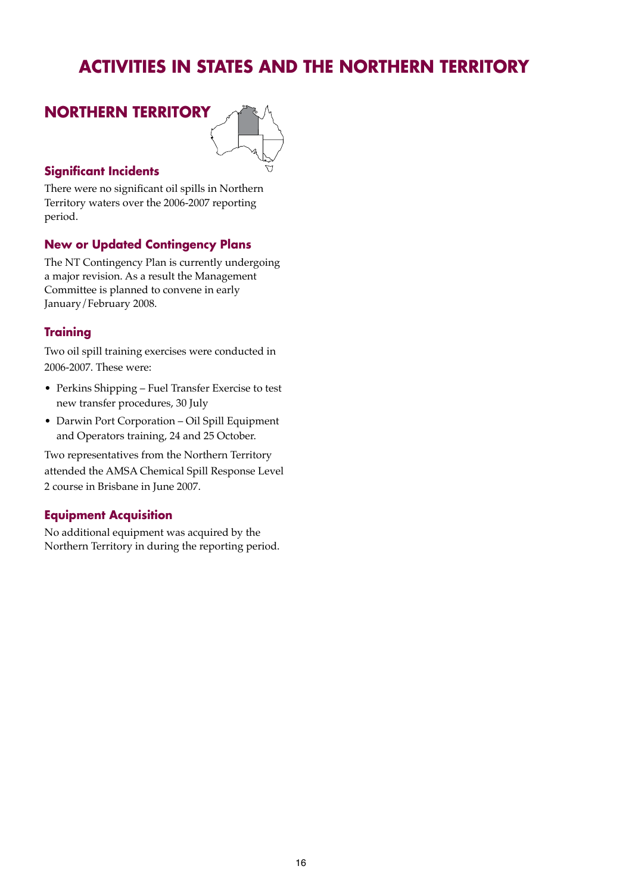# ACTIVITIES IN STATES AND THE NORTHERN TERRITORY

## NORTHERN TERRITORY

### Significant Incidents

There were no significant oil spills in Northern Territory waters over the 2006-2007 reporting period.

### New or Updated Contingency Plans

The NT Contingency Plan is currently undergoing a major revision. As a result the Management Committee is planned to convene in early January/February 2008.

### Training

Two oil spill training exercises were conducted in 2006-2007. These were:

- Perkins Shipping – Fuel Transfer Exercise to test new transfer procedures, 30 July
- Darwin Port Corporation – Oil Spill Equipment and Operators training, 24 and 25 October.

Two representatives from the Northern Territory attended the AMSA Chemical Spill Response Level 2 course in Brisbane in June 2007.

### Equipment Acquisition

No additional equipment was acquired by the Northern Territory in during the reporting period.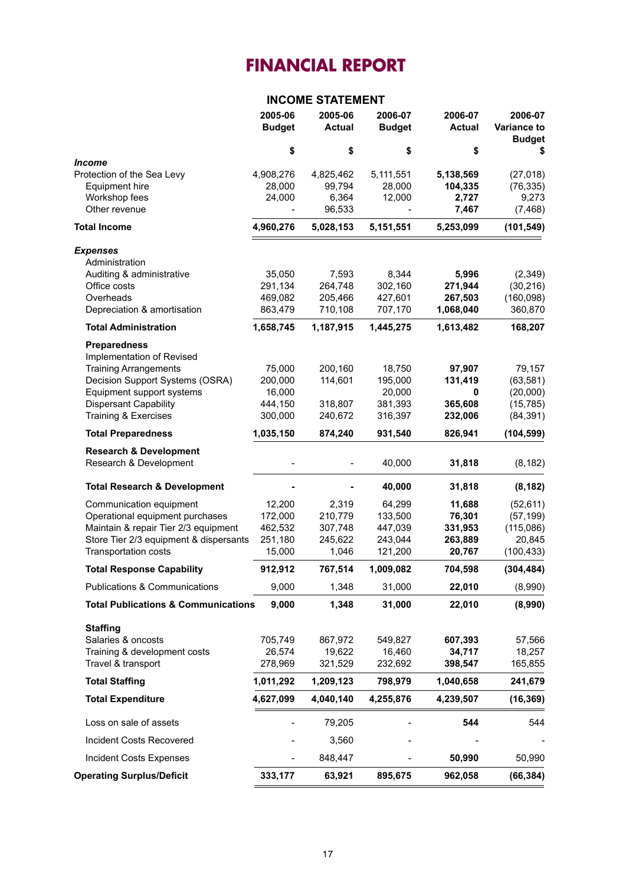# FINANCIAL REPORT

## INCOME STATEMENT

| | 2005-06 Budget | 2005-06 Actual | 2006-07 Budget | 2006-07 Actual | 2006-07 Variance to Budget |
|---|---|---|---|---|---|
| | $ | $ | $ | $ | $ |
| ***Income*** | | | | | |
| Protection of the Sea Levy | 4,908,276 | 4,825,462 | 5,111,551 | **5,138,569** | (27,018) |
| Equipment hire | 28,000 | 99,794 | 28,000 | **104,335** | (76,335) |
| Workshop fees | 24,000 | 6,364 | 12,000 | **2,727** | 9,273 |
| Other revenue | - | 96,533 | - | **7,467** | (7,468) |
| **Total Income** | **4,960,276** | **5,028,153** | **5,151,551** | **5,253,099** | **(101,549)** |
| ***Expenses*** | | | | | |
| Administration | | | | | |
| Auditing & administrative | 35,050 | 7,593 | 8,344 | **5,996** | (2,349) |
| Office costs | 291,134 | 264,748 | 302,160 | **271,944** | (30,216) |
| Overheads | 469,082 | 205,466 | 427,601 | **267,503** | (160,098) |
| Depreciation & amortisation | 863,479 | 710,108 | 707,170 | **1,068,040** | 360,870 |
| **Total Administration** | **1,658,745** | **1,187,915** | **1,445,275** | **1,613,482** | **168,207** |
| **Preparedness** | | | | | |
| Implementation of Revised Training Arrangements | 75,000 | 200,160 | 18,750 | **97,907** | 79,157 |
| Decision Support Systems (OSRA) | 200,000 | 114,601 | 195,000 | **131,419** | (63,581) |
| Equipment support systems | 16,000 | | 20,000 | **0** | (20,000) |
| Dispersant Capability | 444,150 | 318,807 | 381,393 | **365,608** | (15,785) |
| Training & Exercises | 300,000 | 240,672 | 316,397 | **232,006** | (84,391) |
| **Total Preparedness** | **1,035,150** | **874,240** | **931,540** | **826,941** | **(104,599)** |
| **Research & Development** | | | | | |
| Research & Development | - | - | 40,000 | **31,818** | (8,182) |
| **Total Research & Development** | **-** | **-** | **40,000** | **31,818** | **(8,182)** |
| Communication equipment | 12,200 | 2,319 | 64,299 | **11,688** | (52,611) |
| Operational equipment purchases | 172,000 | 210,779 | 133,500 | **76,301** | (57,199) |
| Maintain & repair Tier 2/3 equipment | 462,532 | 307,748 | 447,039 | **331,953** | (115,086) |
| Store Tier 2/3 equipment & dispersants | 251,180 | 245,622 | 243,044 | **263,889** | 20,845 |
| Transportation costs | 15,000 | 1,046 | 121,200 | **20,767** | (100,433) |
| **Total Response Capability** | **912,912** | **767,514** | **1,009,082** | **704,598** | **(304,484)** |
| Publications & Communications | 9,000 | 1,348 | 31,000 | **22,010** | (8,990) |
| **Total Publications & Communications** | **9,000** | **1,348** | **31,000** | **22,010** | **(8,990)** |
| **Staffing** | | | | | |
| Salaries & oncosts | 705,749 | 867,972 | 549,827 | **607,393** | 57,566 |
| Training & development costs | 26,574 | 19,622 | 16,460 | **34,717** | 18,257 |
| Travel & transport | 278,969 | 321,529 | 232,692 | **398,547** | 165,855 |
| **Total Staffing** | **1,011,292** | **1,209,123** | **798,979** | **1,040,658** | **241,679** |
| **Total Expenditure** | **4,627,099** | **4,040,140** | **4,255,876** | **4,239,507** | **(16,369)** |
| Loss on sale of assets | - | 79,205 | - | **544** | 544 |
| Incident Costs Recovered | - | 3,560 | - | - | - |
| Incident Costs Expenses | - | 848,447 | - | **50,990** | 50,990 |
| **Operating Surplus/Deficit** | **333,177** | **63,921** | **895,675** | **962,058** | **(66,384)** |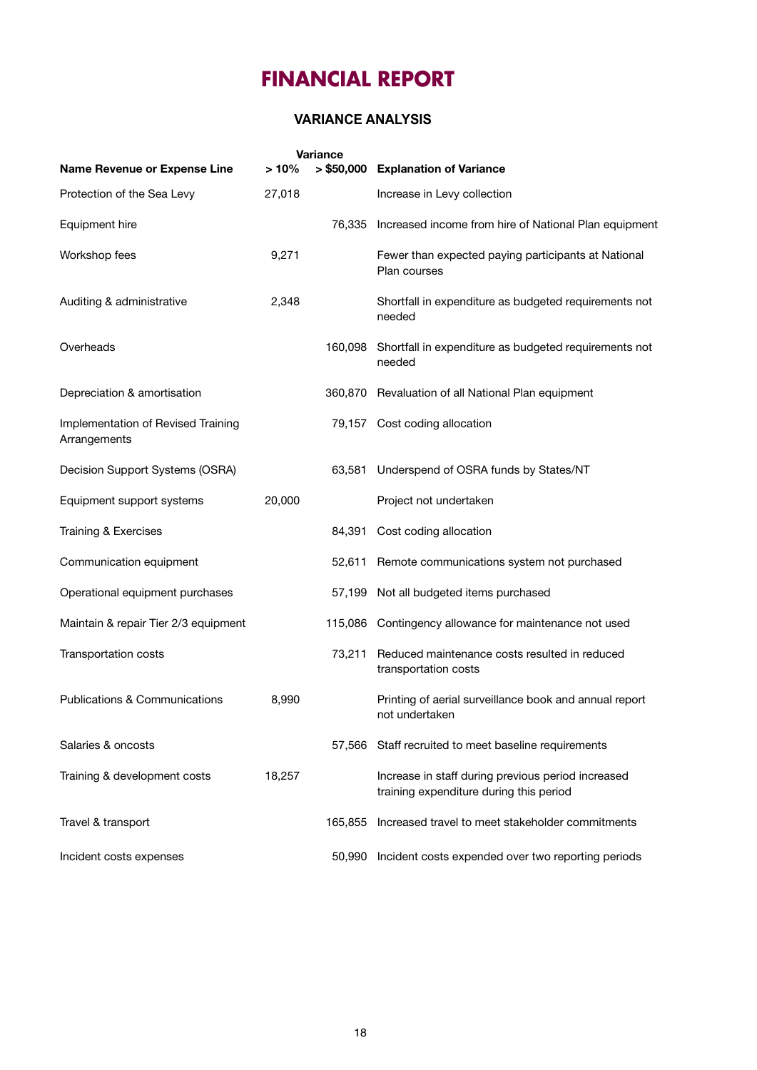# FINANCIAL REPORT

## VARIANCE ANALYSIS

| Name Revenue or Expense Line | Variance > 10% | Variance > $50,000 | Explanation of Variance |
|---|---|---|---|
| Protection of the Sea Levy | 27,018 | | Increase in Levy collection |
| Equipment hire | | 76,335 | Increased income from hire of National Plan equipment |
| Workshop fees | 9,271 | | Fewer than expected paying participants at National Plan courses |
| Auditing & administrative | 2,348 | | Shortfall in expenditure as budgeted requirements not needed |
| Overheads | | 160,098 | Shortfall in expenditure as budgeted requirements not needed |
| Depreciation & amortisation | | 360,870 | Revaluation of all National Plan equipment |
| Implementation of Revised Training Arrangements | | 79,157 | Cost coding allocation |
| Decision Support Systems (OSRA) | | 63,581 | Underspend of OSRA funds by States/NT |
| Equipment support systems | 20,000 | | Project not undertaken |
| Training & Exercises | | 84,391 | Cost coding allocation |
| Communication equipment | | 52,611 | Remote communications system not purchased |
| Operational equipment purchases | | 57,199 | Not all budgeted items purchased |
| Maintain & repair Tier 2/3 equipment | | 115,086 | Contingency allowance for maintenance not used |
| Transportation costs | | 73,211 | Reduced maintenance costs resulted in reduced transportation costs |
| Publications & Communications | 8,990 | | Printing of aerial surveillance book and annual report not undertaken |
| Salaries & oncosts | | 57,566 | Staff recruited to meet baseline requirements |
| Training & development costs | 18,257 | | Increase in staff during previous period increased training expenditure during this period |
| Travel & transport | | 165,855 | Increased travel to meet stakeholder commitments |
| Incident costs expenses | | 50,990 | Incident costs expended over two reporting periods |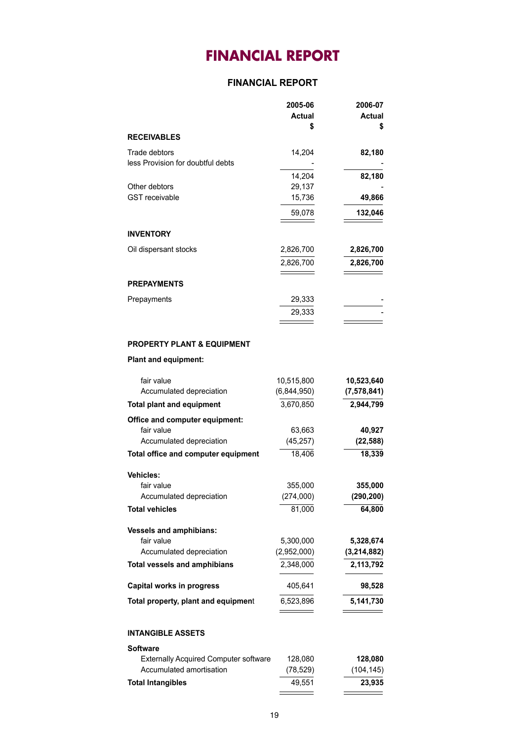# FINANCIAL REPORT

## FINANCIAL REPORT

| | 2005-06 Actual $ | 2006-07 Actual $ |
|---|---|---|
| **RECEIVABLES** | | |
| Trade debtors | 14,204 | **82,180** |
| less Provision for doubtful debts | - | - |
| | 14,204 | **82,180** |
| Other debtors | 29,137 | - |
| GST receivable | 15,736 | **49,866** |
| | 59,078 | **132,046** |
| **INVENTORY** | | |
| Oil dispersant stocks | 2,826,700 | **2,826,700** |
| | 2,826,700 | **2,826,700** |
| **PREPAYMENTS** | | |
| Prepayments | 29,333 | - |
| | 29,333 | - |
| **PROPERTY PLANT & EQUIPMENT** | | |
| **Plant and equipment:** | | |
| fair value | 10,515,800 | **10,523,640** |
| Accumulated depreciation | (6,844,950) | **(7,578,841)** |
| **Total plant and equipment** | 3,670,850 | **2,944,799** |
| **Office and computer equipment:** | | |
| fair value | 63,663 | **40,927** |
| Accumulated depreciation | (45,257) | **(22,588)** |
| **Total office and computer equipment** | 18,406 | **18,339** |
| **Vehicles:** | | |
| fair value | 355,000 | **355,000** |
| Accumulated depreciation | (274,000) | **(290,200)** |
| **Total vehicles** | 81,000 | **64,800** |
| **Vessels and amphibians:** | | |
| fair value | 5,300,000 | **5,328,674** |
| Accumulated depreciation | (2,952,000) | **(3,214,882)** |
| **Total vessels and amphibians** | 2,348,000 | **2,113,792** |
| **Capital works in progress** | 405,641 | **98,528** |
| **Total property, plant and equipment** | 6,523,896 | **5,141,730** |
| **INTANGIBLE ASSETS** | | |
| **Software** | | |
| Externally Acquired Computer software | 128,080 | **128,080** |
| Accumulated amortisation | (78,529) | (104,145) |
| **Total Intangibles** | 49,551 | **23,935** |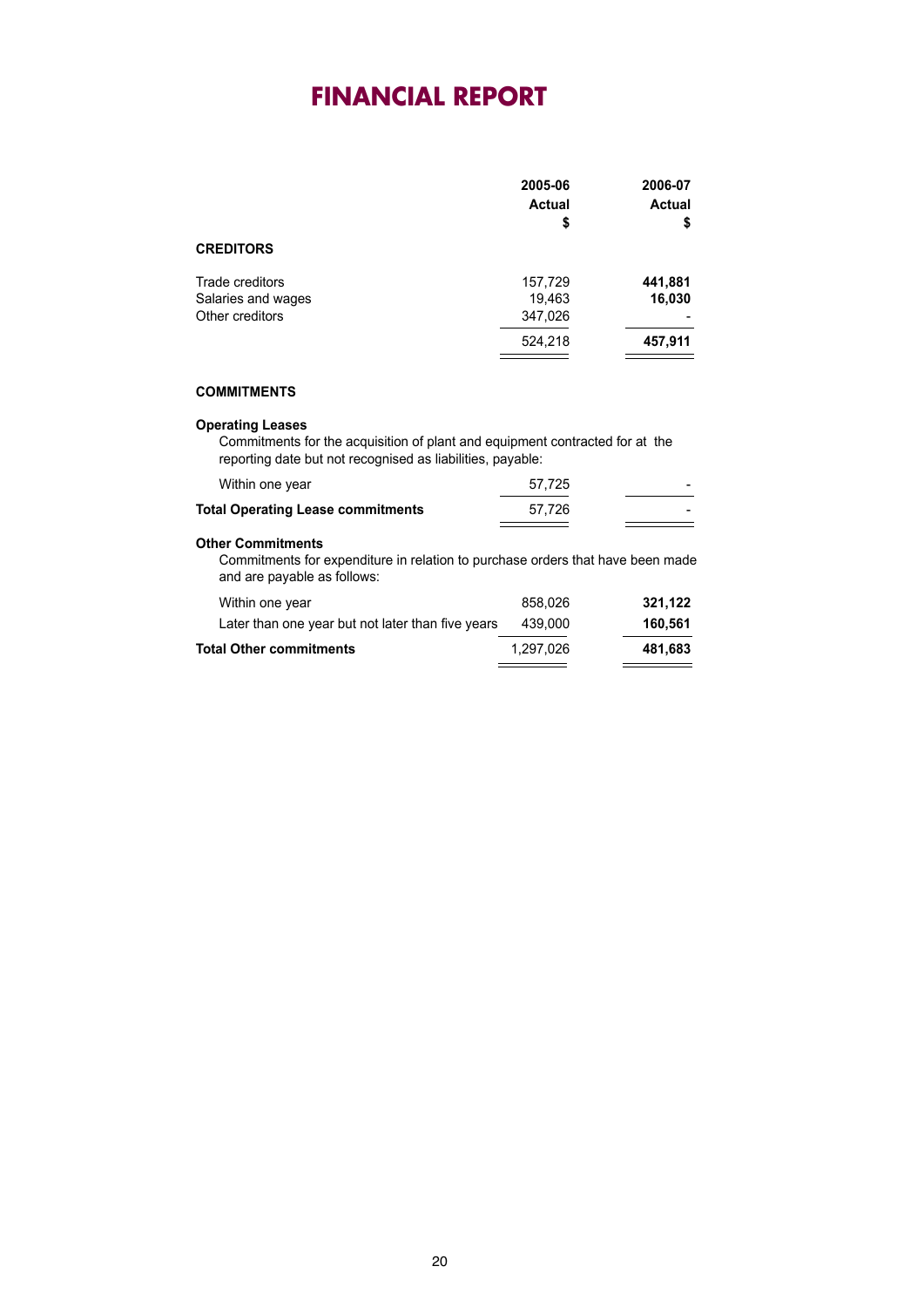# FINANCIAL REPORT

| | 2005-06 Actual $ | 2006-07 Actual $ |
|---|---|---|
| **CREDITORS** | | |
| Trade creditors | 157,729 | **441,881** |
| Salaries and wages | 19,463 | **16,030** |
| Other creditors | 347,026 | - |
| | 524,218 | **457,911** |

**COMMITMENTS**

**Operating Leases**

Commitments for the acquisition of plant and equipment contracted for at the reporting date but not recognised as liabilities, payable:

| | 2005-06 Actual $ | 2006-07 Actual $ |
|---|---|---|
| Within one year | 57,725 | - |
| **Total Operating Lease commitments** | 57,726 | - |

**Other Commitments**

Commitments for expenditure in relation to purchase orders that have been made and are payable as follows:

| | 2005-06 Actual $ | 2006-07 Actual $ |
|---|---|---|
| Within one year | 858,026 | **321,122** |
| Later than one year but not later than five years | 439,000 | **160,561** |
| **Total Other commitments** | 1,297,026 | **481,683** |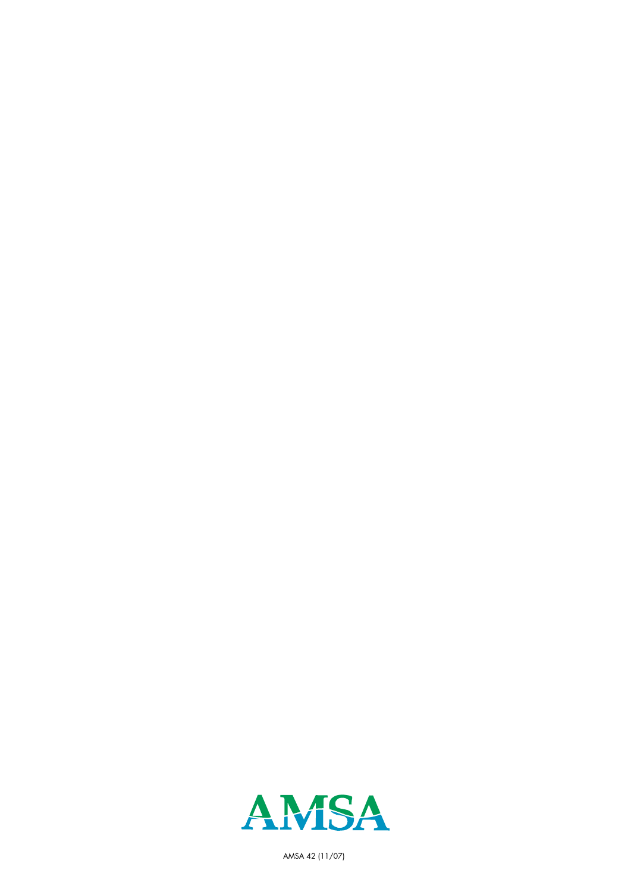AMSA

AMSA 42 (11/07)